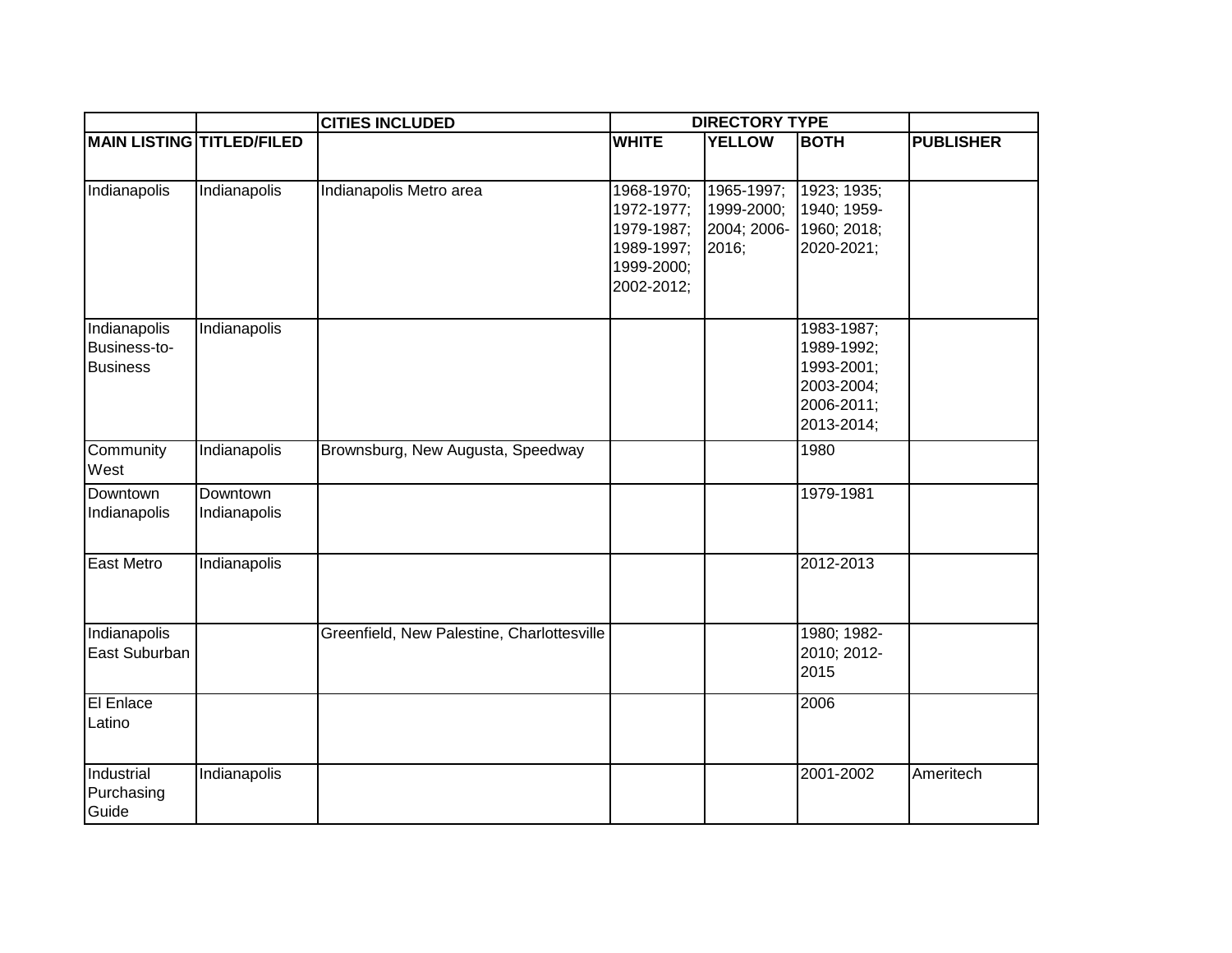| | | CITIES INCLUDED | DIRECTORY TYPE | | | |
|---|---|---|---|---|---|---|
| **MAIN LISTING** | **TITLED/FILED** | | **WHITE** | **YELLOW** | **BOTH** | **PUBLISHER** |
| Indianapolis | Indianapolis | Indianapolis Metro area | 1968-1970; 1972-1977; 1979-1987; 1989-1997; 1999-2000; 2002-2012; | 1965-1997; 1999-2000; 2004; 2006-2016; | 1923; 1935; 1940; 1959-1960; 2018; 2020-2021; | |
| Indianapolis Business-to-Business | Indianapolis | | | | 1983-1987; 1989-1992; 1993-2001; 2003-2004; 2006-2011; 2013-2014; | |
| Community West | Indianapolis | Brownsburg, New Augusta, Speedway | | | 1980 | |
| Downtown Indianapolis | Downtown Indianapolis | | | | 1979-1981 | |
| East Metro | Indianapolis | | | | 2012-2013 | |
| Indianapolis East Suburban | | Greenfield, New Palestine, Charlottesville | | | 1980; 1982-2010; 2012-2015 | |
| El Enlace Latino | | | | | 2006 | |
| Industrial Purchasing Guide | Indianapolis | | | | 2001-2002 | Ameritech |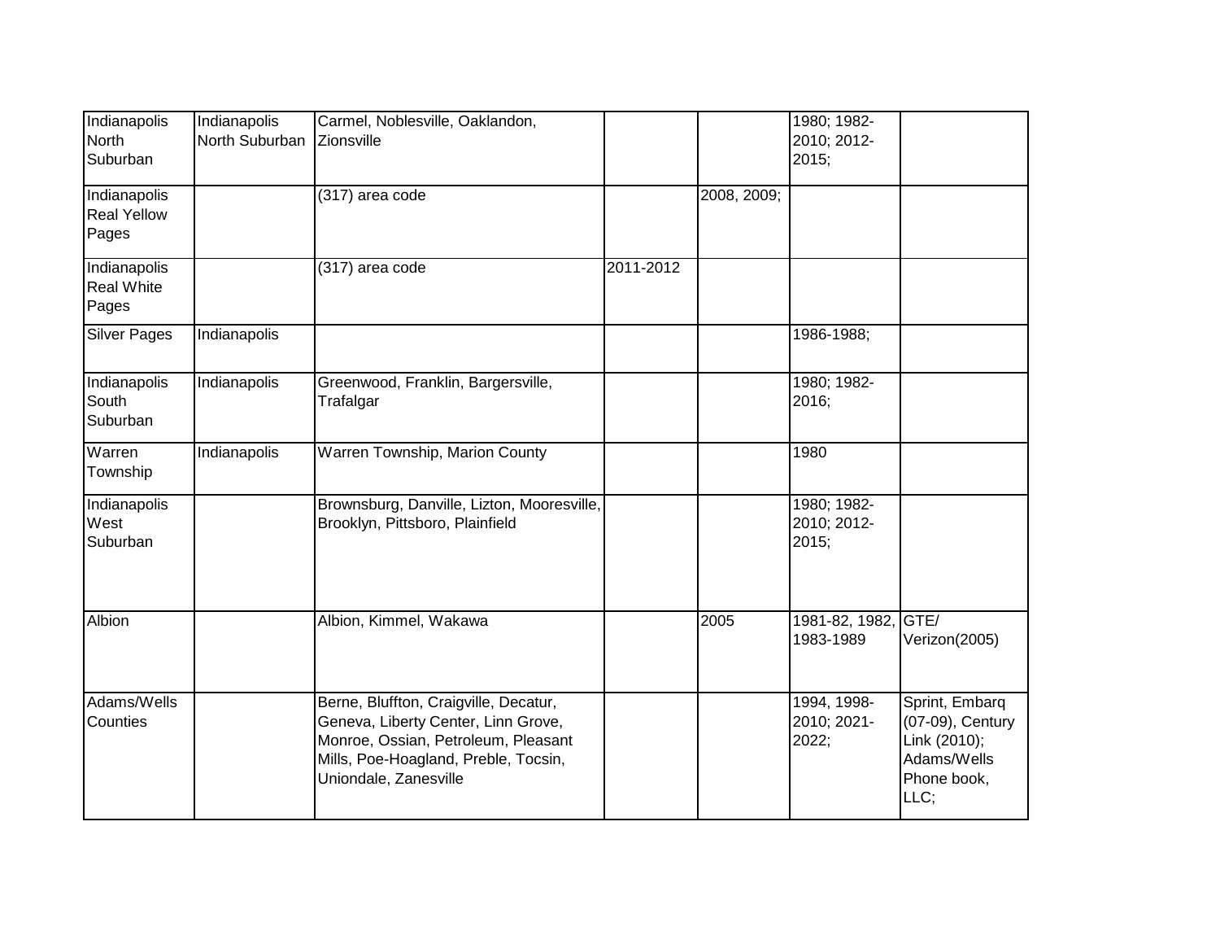| | | | | | | |
|---|---|---|---|---|---|---|
| Indianapolis North Suburban | Indianapolis North Suburban | Carmel, Noblesville, Oaklandon, Zionsville | | | 1980; 1982-2010; 2012-2015; | |
| Indianapolis Real Yellow Pages | | (317) area code | | 2008, 2009; | | |
| Indianapolis Real White Pages | | (317) area code | 2011-2012 | | | |
| Silver Pages | Indianapolis | | | | 1986-1988; | |
| Indianapolis South Suburban | Indianapolis | Greenwood, Franklin, Bargersville, Trafalgar | | | 1980; 1982-2016; | |
| Warren Township | Indianapolis | Warren Township, Marion County | | | 1980 | |
| Indianapolis West Suburban | | Brownsburg, Danville, Lizton, Mooresville, Brooklyn, Pittsboro, Plainfield | | | 1980; 1982-2010; 2012-2015; | |
| Albion | | Albion, Kimmel, Wakawa | | 2005 | 1981-82, 1982, 1983-1989 | GTE/ Verizon(2005) |
| Adams/Wells Counties | | Berne, Bluffton, Craigville, Decatur, Geneva, Liberty Center, Linn Grove, Monroe, Ossian, Petroleum, Pleasant Mills, Poe-Hoagland, Preble, Tocsin, Uniondale, Zanesville | | | 1994, 1998-2010; 2021-2022; | Sprint, Embarq (07-09), Century Link (2010); Adams/Wells Phone book, LLC; |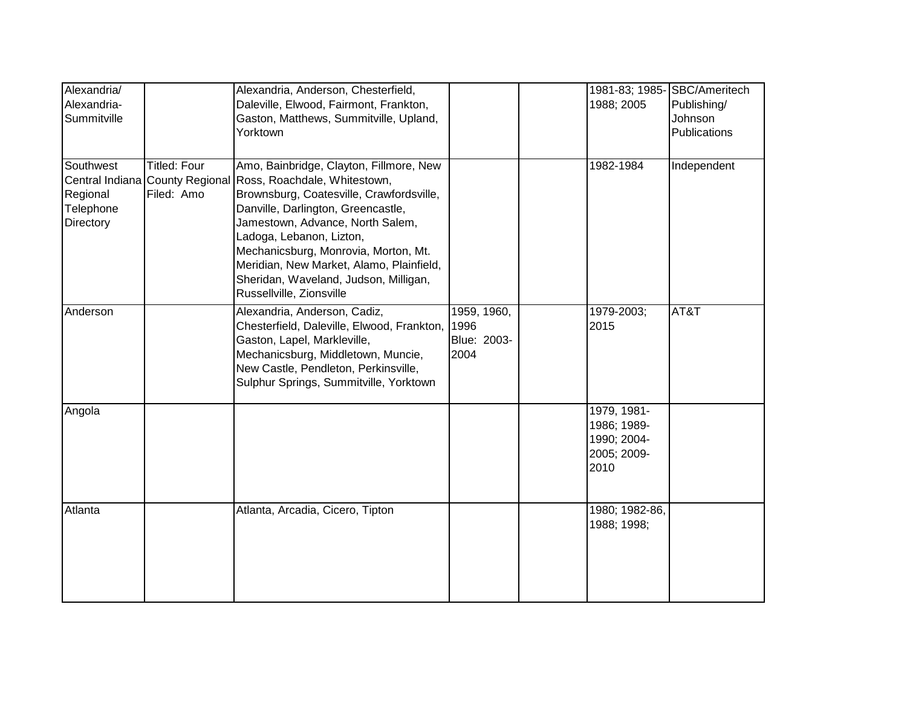| | | | | | | |
|---|---|---|---|---|---|---|
| Alexandria/ Alexandria-Summitville | | Alexandria, Anderson, Chesterfield, Daleville, Elwood, Fairmont, Frankton, Gaston, Matthews, Summitville, Upland, Yorktown | | | 1981-83; 1985-1988; 2005 | SBC/Ameritech Publishing/ Johnson Publications |
| Southwest Central Indiana Regional Telephone Directory | Titled: Four County Regional Filed: Amo | Amo, Bainbridge, Clayton, Fillmore, New Ross, Roachdale, Whitestown, Brownsburg, Coatesville, Crawfordsville, Danville, Darlington, Greencastle, Jamestown, Advance, North Salem, Ladoga, Lebanon, Lizton, Mechanicsburg, Monrovia, Morton, Mt. Meridian, New Market, Alamo, Plainfield, Sheridan, Waveland, Judson, Milligan, Russellville, Zionsville | | | 1982-1984 | Independent |
| Anderson | | Alexandria, Anderson, Cadiz, Chesterfield, Daleville, Elwood, Frankton, Gaston, Lapel, Markleville, Mechanicsburg, Middletown, Muncie, New Castle, Pendleton, Perkinsville, Sulphur Springs, Summitville, Yorktown | 1959, 1960, 1996 Blue: 2003-2004 | | 1979-2003; 2015 | AT&T |
| Angola | | | | | 1979, 1981-1986; 1989-1990; 2004-2005; 2009-2010 | |
| Atlanta | | Atlanta, Arcadia, Cicero, Tipton | | | 1980; 1982-86, 1988; 1998; | |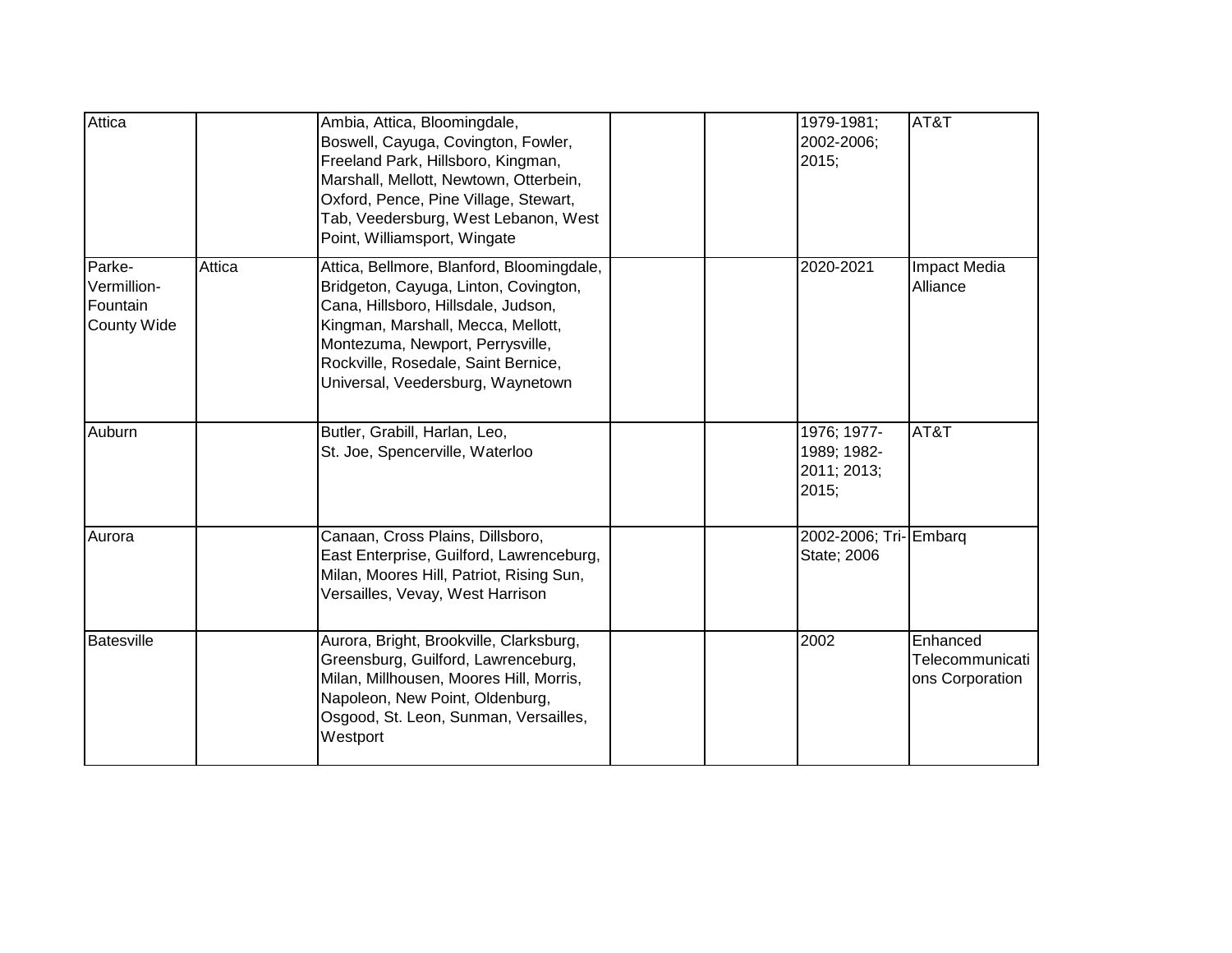| | | | | | | |
|---|---|---|---|---|---|---|
| Attica | | Ambia, Attica, Bloomingdale, Boswell, Cayuga, Covington, Fowler, Freeland Park, Hillsboro, Kingman, Marshall, Mellott, Newtown, Otterbein, Oxford, Pence, Pine Village, Stewart, Tab, Veedersburg, West Lebanon, West Point, Williamsport, Wingate | | | 1979-1981; 2002-2006; 2015; | AT&T |
| Parke-Vermillion-Fountain County Wide | Attica | Attica, Bellmore, Blanford, Bloomingdale, Bridgeton, Cayuga, Linton, Covington, Cana, Hillsboro, Hillsdale, Judson, Kingman, Marshall, Mecca, Mellott, Montezuma, Newport, Perrysville, Rockville, Rosedale, Saint Bernice, Universal, Veedersburg, Waynetown | | | 2020-2021 | Impact Media Alliance |
| Auburn | | Butler, Grabill, Harlan, Leo, St. Joe, Spencerville, Waterloo | | | 1976; 1977-1989; 1982-2011; 2013; 2015; | AT&T |
| Aurora | | Canaan, Cross Plains, Dillsboro, East Enterprise, Guilford, Lawrenceburg, Milan, Moores Hill, Patriot, Rising Sun, Versailles, Vevay, West Harrison | | | 2002-2006; Tri-State; 2006 | Embarq |
| Batesville | | Aurora, Bright, Brookville, Clarksburg, Greensburg, Guilford, Lawrenceburg, Milan, Millhousen, Moores Hill, Morris, Napoleon, New Point, Oldenburg, Osgood, St. Leon, Sunman, Versailles, Westport | | | 2002 | Enhanced Telecommunications Corporation |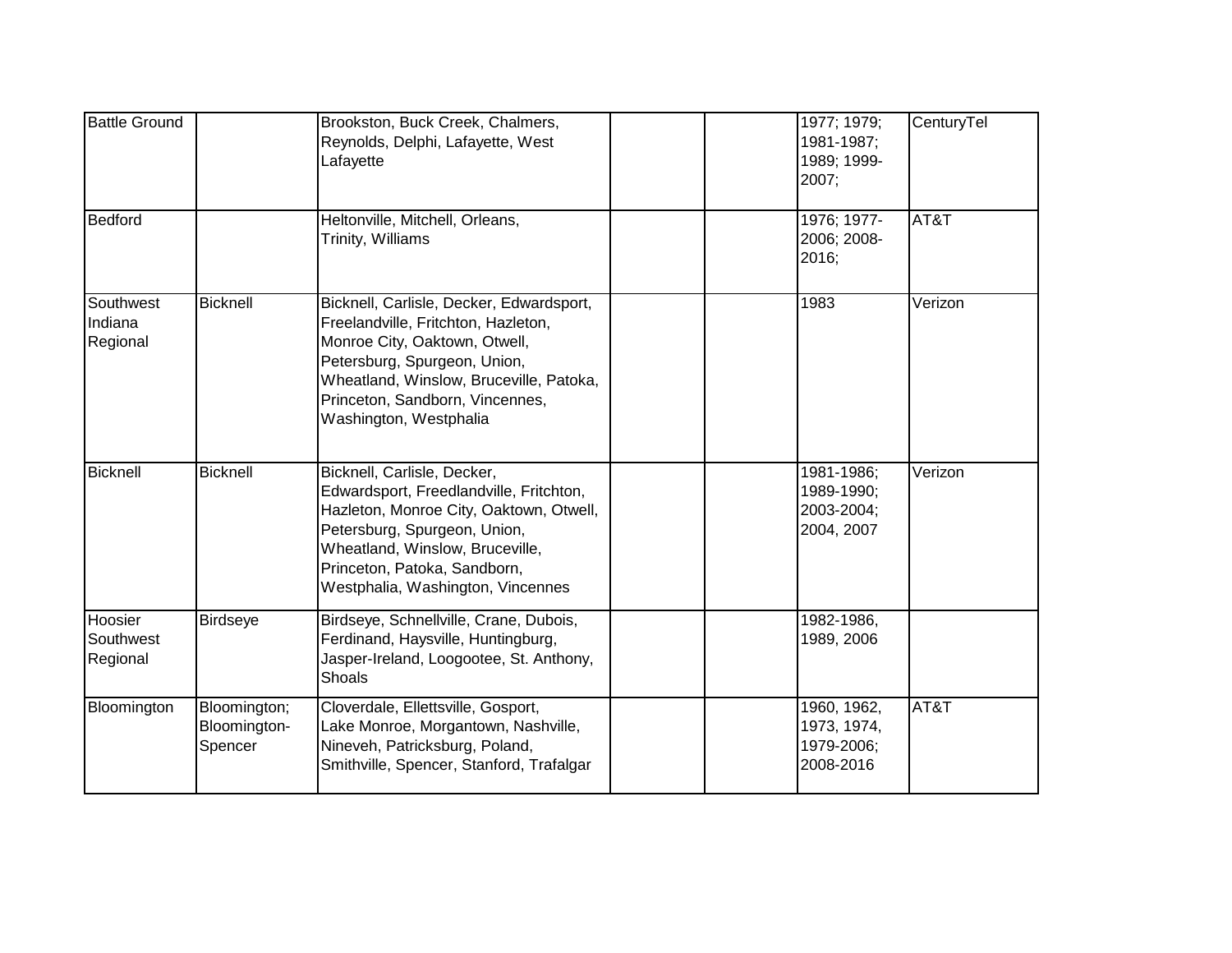| | | | | | | |
|---|---|---|---|---|---|---|
| Battle Ground | | Brookston, Buck Creek, Chalmers, Reynolds, Delphi, Lafayette, West Lafayette | | | 1977; 1979; 1981-1987; 1989; 1999-2007; | CenturyTel |
| Bedford | | Heltonville, Mitchell, Orleans, Trinity, Williams | | | 1976; 1977-2006; 2008-2016; | AT&T |
| Southwest Indiana Regional | Bicknell | Bicknell, Carlisle, Decker, Edwardsport, Freelandville, Fritchton, Hazleton, Monroe City, Oaktown, Otwell, Petersburg, Spurgeon, Union, Wheatland, Winslow, Bruceville, Patoka, Princeton, Sandborn, Vincennes, Washington, Westphalia | | | 1983 | Verizon |
| Bicknell | Bicknell | Bicknell, Carlisle, Decker, Edwardsport, Freedlandville, Fritchton, Hazleton, Monroe City, Oaktown, Otwell, Petersburg, Spurgeon, Union, Wheatland, Winslow, Bruceville, Princeton, Patoka, Sandborn, Westphalia, Washington, Vincennes | | | 1981-1986; 1989-1990; 2003-2004; 2004, 2007 | Verizon |
| Hoosier Southwest Regional | Birdseye | Birdseye, Schnellville, Crane, Dubois, Ferdinand, Haysville, Huntingburg, Jasper-Ireland, Loogootee, St. Anthony, Shoals | | | 1982-1986, 1989, 2006 | |
| Bloomington | Bloomington; Bloomington-Spencer | Cloverdale, Ellettsville, Gosport, Lake Monroe, Morgantown, Nashville, Nineveh, Patricksburg, Poland, Smithville, Spencer, Stanford, Trafalgar | | | 1960, 1962, 1973, 1974, 1979-2006; 2008-2016 | AT&T |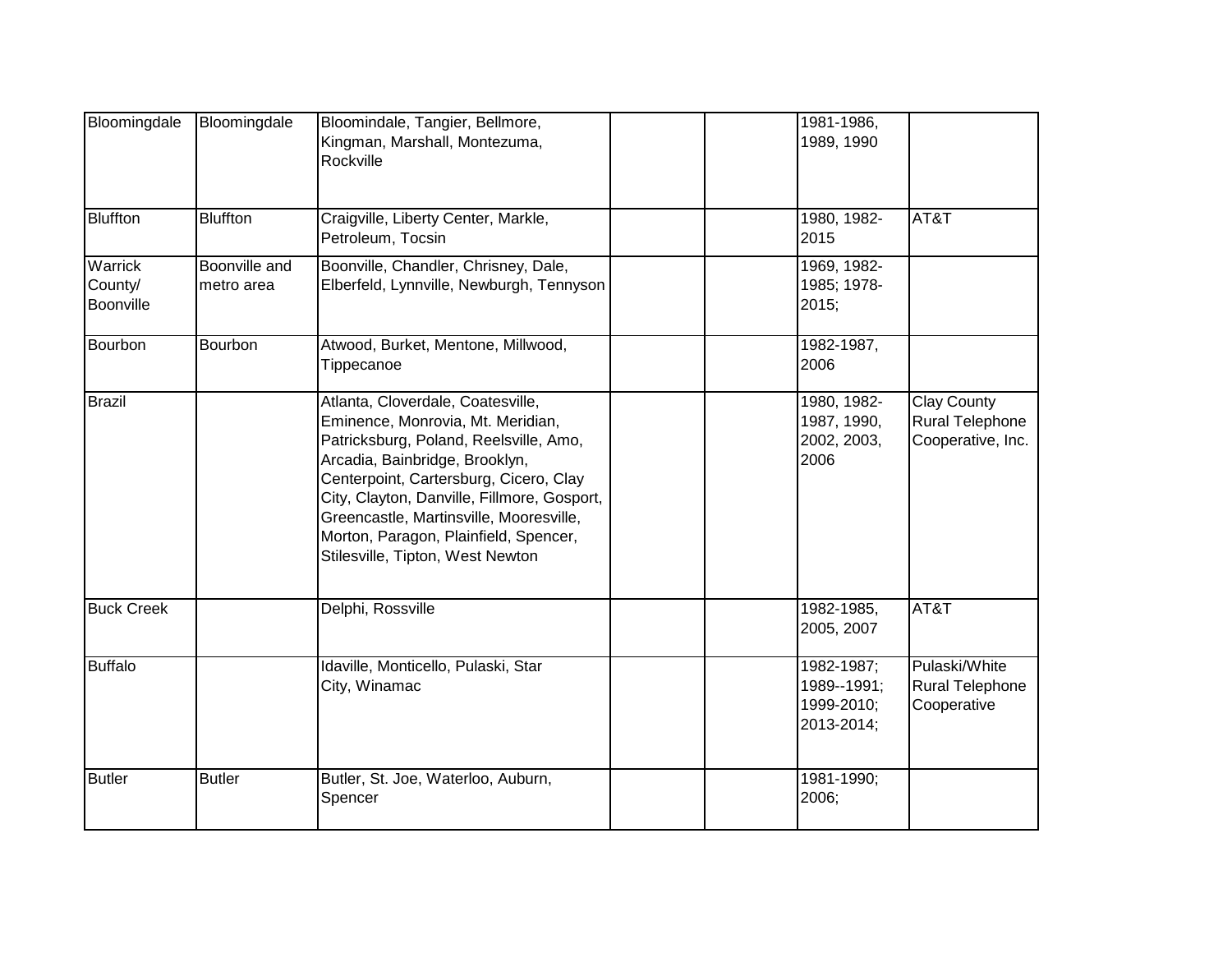| | | | | | | |
|---|---|---|---|---|---|---|
| Bloomingdale | Bloomingdale | Bloomindale, Tangier, Bellmore, Kingman, Marshall, Montezuma, Rockville | | | 1981-1986, 1989, 1990 | |
| Bluffton | Bluffton | Craigville, Liberty Center, Markle, Petroleum, Tocsin | | | 1980, 1982-2015 | AT&T |
| Warrick County/ Boonville | Boonville and metro area | Boonville, Chandler, Chrisney, Dale, Elberfeld, Lynnville, Newburgh, Tennyson | | | 1969, 1982-1985; 1978-2015; | |
| Bourbon | Bourbon | Atwood, Burket, Mentone, Millwood, Tippecanoe | | | 1982-1987, 2006 | |
| Brazil | | Atlanta, Cloverdale, Coatesville, Eminence, Monrovia, Mt. Meridian, Patricksburg, Poland, Reelsville, Amo, Arcadia, Bainbridge, Brooklyn, Centerpoint, Cartersburg, Cicero, Clay City, Clayton, Danville, Fillmore, Gosport, Greencastle, Martinsville, Mooresville, Morton, Paragon, Plainfield, Spencer, Stilesville, Tipton, West Newton | | | 1980, 1982-1987, 1990, 2002, 2003, 2006 | Clay County Rural Telephone Cooperative, Inc. |
| Buck Creek | | Delphi, Rossville | | | 1982-1985, 2005, 2007 | AT&T |
| Buffalo | | Idaville, Monticello, Pulaski, Star City, Winamac | | | 1982-1987; 1989--1991; 1999-2010; 2013-2014; | Pulaski/White Rural Telephone Cooperative |
| Butler | Butler | Butler, St. Joe, Waterloo, Auburn, Spencer | | | 1981-1990; 2006; | |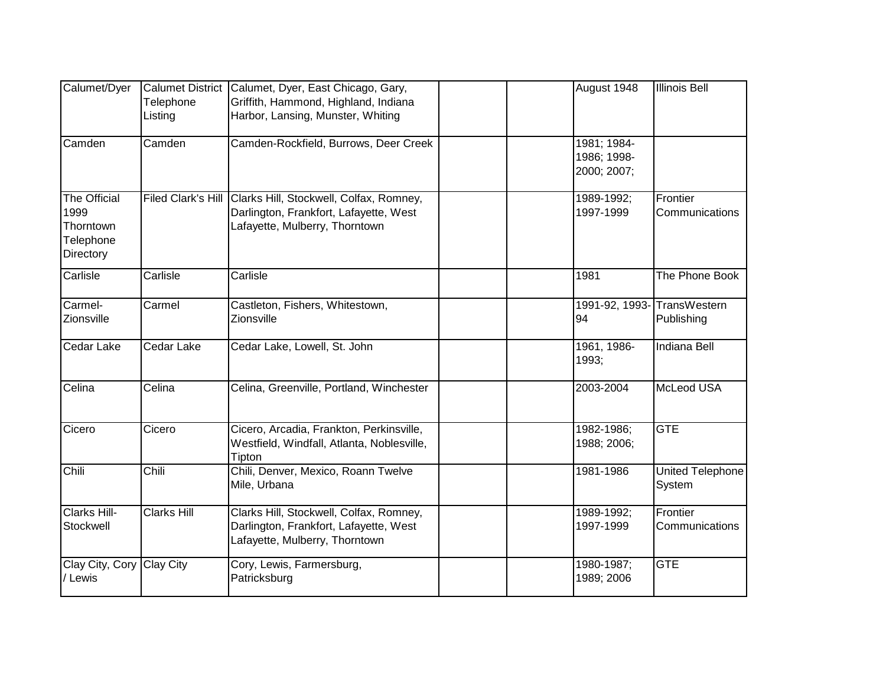| | | | | | | |
|---|---|---|---|---|---|---|
| Calumet/Dyer | Calumet District Telephone Listing | Calumet, Dyer, East Chicago, Gary, Griffith, Hammond, Highland, Indiana Harbor, Lansing, Munster, Whiting | | | August 1948 | Illinois Bell |
| Camden | Camden | Camden-Rockfield, Burrows, Deer Creek | | | 1981; 1984-1986; 1998-2000; 2007; | |
| The Official 1999 Thorntown Telephone Directory | Filed Clark's Hill | Clarks Hill, Stockwell, Colfax, Romney, Darlington, Frankfort, Lafayette, West Lafayette, Mulberry, Thorntown | | | 1989-1992; 1997-1999 | Frontier Communications |
| Carlisle | Carlisle | Carlisle | | | 1981 | The Phone Book |
| Carmel-Zionsville | Carmel | Castleton, Fishers, Whitestown, Zionsville | | | 1991-92, 1993-94 | TransWestern Publishing |
| Cedar Lake | Cedar Lake | Cedar Lake, Lowell, St. John | | | 1961, 1986-1993; | Indiana Bell |
| Celina | Celina | Celina, Greenville, Portland, Winchester | | | 2003-2004 | McLeod USA |
| Cicero | Cicero | Cicero, Arcadia, Frankton, Perkinsville, Westfield, Windfall, Atlanta, Noblesville, Tipton | | | 1982-1986; 1988; 2006; | GTE |
| Chili | Chili | Chili, Denver, Mexico, Roann Twelve Mile, Urbana | | | 1981-1986 | United Telephone System |
| Clarks Hill-Stockwell | Clarks Hill | Clarks Hill, Stockwell, Colfax, Romney, Darlington, Frankfort, Lafayette, West Lafayette, Mulberry, Thorntown | | | 1989-1992; 1997-1999 | Frontier Communications |
| Clay City, Cory / Lewis | Clay City | Cory, Lewis, Farmersburg, Patricksburg | | | 1980-1987; 1989; 2006 | GTE |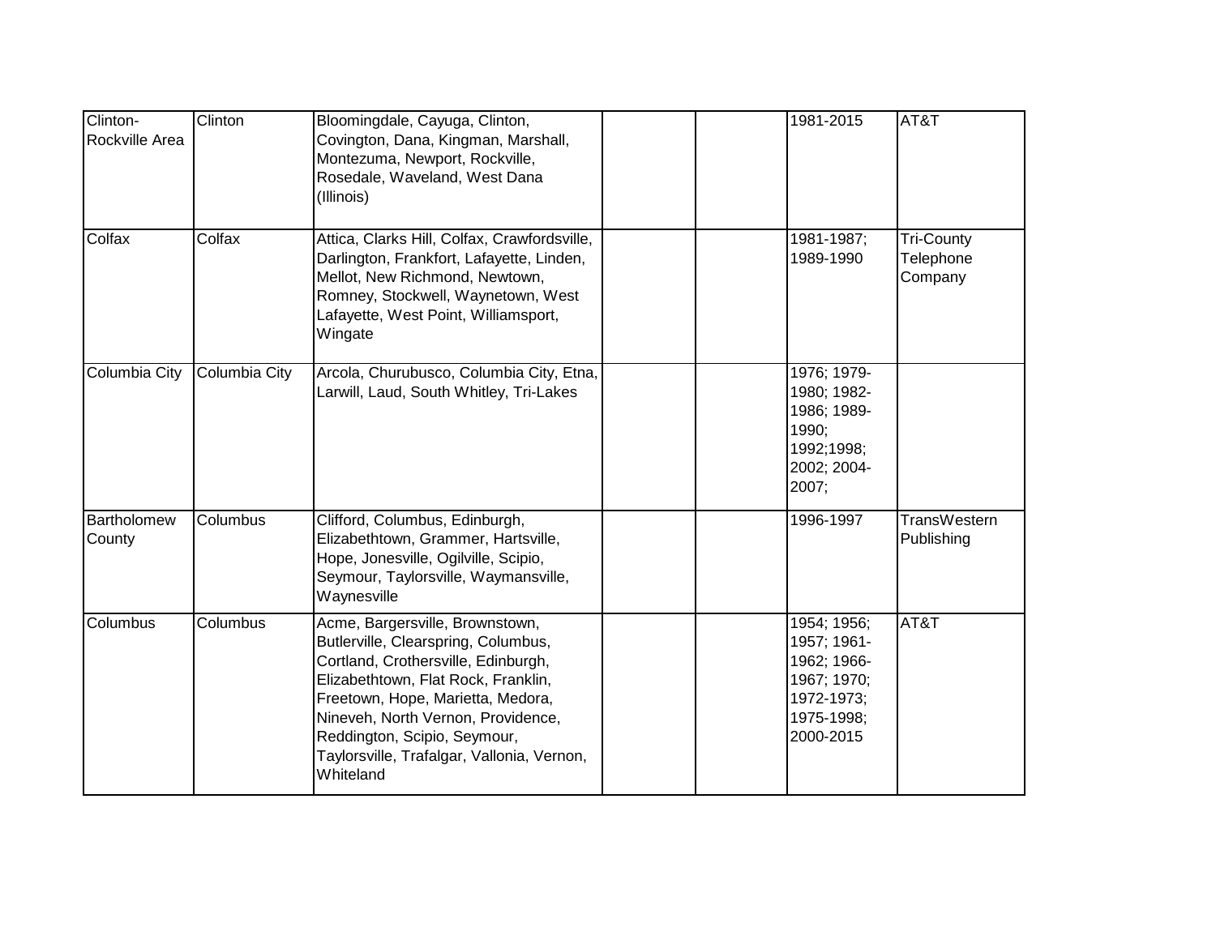| | | | | | | |
|---|---|---|---|---|---|---|
| Clinton-Rockville Area | Clinton | Bloomingdale, Cayuga, Clinton, Covington, Dana, Kingman, Marshall, Montezuma, Newport, Rockville, Rosedale, Waveland, West Dana (Illinois) | | | 1981-2015 | AT&T |
| Colfax | Colfax | Attica, Clarks Hill, Colfax, Crawfordsville, Darlington, Frankfort, Lafayette, Linden, Mellot, New Richmond, Newtown, Romney, Stockwell, Waynetown, West Lafayette, West Point, Williamsport, Wingate | | | 1981-1987; 1989-1990 | Tri-County Telephone Company |
| Columbia City | Columbia City | Arcola, Churubusco, Columbia City, Etna, Larwill, Laud, South Whitley, Tri-Lakes | | | 1976; 1979-1980; 1982-1986; 1989-1990; 1992;1998; 2002; 2004-2007; | |
| Bartholomew County | Columbus | Clifford, Columbus, Edinburgh, Elizabethtown, Grammer, Hartsville, Hope, Jonesville, Ogilville, Scipio, Seymour, Taylorsville, Waymansville, Waynesville | | | 1996-1997 | TransWestern Publishing |
| Columbus | Columbus | Acme, Bargersville, Brownstown, Butlerville, Clearspring, Columbus, Cortland, Crothersville, Edinburgh, Elizabethtown, Flat Rock, Franklin, Freetown, Hope, Marietta, Medora, Nineveh, North Vernon, Providence, Reddington, Scipio, Seymour, Taylorsville, Trafalgar, Vallonia, Vernon, Whiteland | | | 1954; 1956; 1957; 1961-1962; 1966-1967; 1970; 1972-1973; 1975-1998; 2000-2015 | AT&T |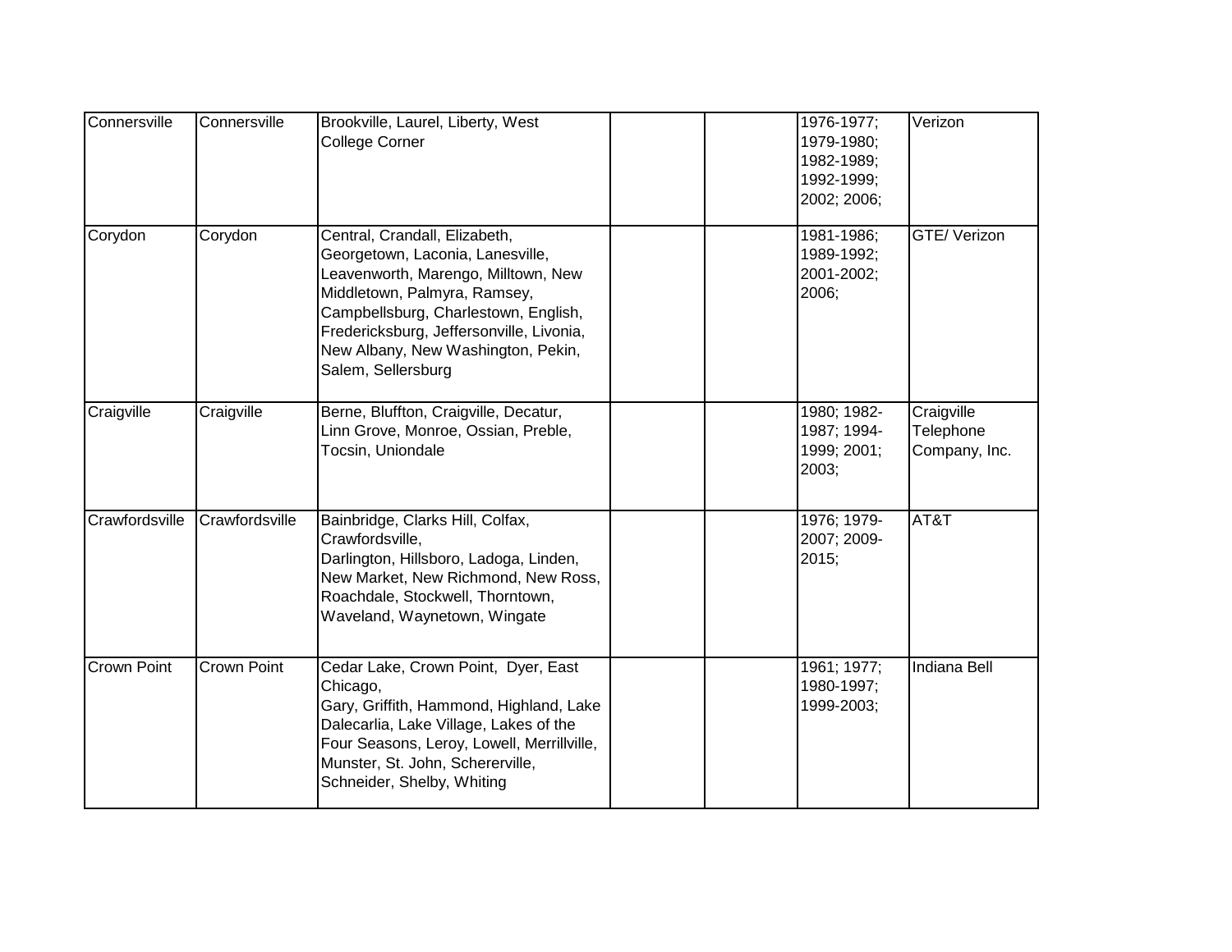| | | | | | | |
|---|---|---|---|---|---|---|
| Connersville | Connersville | Brookville, Laurel, Liberty, West College Corner | | | 1976-1977; 1979-1980; 1982-1989; 1992-1999; 2002; 2006; | Verizon |
| Corydon | Corydon | Central, Crandall, Elizabeth, Georgetown, Laconia, Lanesville, Leavenworth, Marengo, Milltown, New Middletown, Palmyra, Ramsey, Campbellsburg, Charlestown, English, Fredericksburg, Jeffersonville, Livonia, New Albany, New Washington, Pekin, Salem, Sellersburg | | | 1981-1986; 1989-1992; 2001-2002; 2006; | GTE/ Verizon |
| Craigville | Craigville | Berne, Bluffton, Craigville, Decatur, Linn Grove, Monroe, Ossian, Preble, Tocsin, Uniondale | | | 1980; 1982-1987; 1994-1999; 2001; 2003; | Craigville Telephone Company, Inc. |
| Crawfordsville | Crawfordsville | Bainbridge, Clarks Hill, Colfax, Crawfordsville, Darlington, Hillsboro, Ladoga, Linden, New Market, New Richmond, New Ross, Roachdale, Stockwell, Thorntown, Waveland, Waynetown, Wingate | | | 1976; 1979-2007; 2009-2015; | AT&T |
| Crown Point | Crown Point | Cedar Lake, Crown Point, Dyer, East Chicago, Gary, Griffith, Hammond, Highland, Lake Dalecarlia, Lake Village, Lakes of the Four Seasons, Leroy, Lowell, Merrillville, Munster, St. John, Schererville, Schneider, Shelby, Whiting | | | 1961; 1977; 1980-1997; 1999-2003; | Indiana Bell |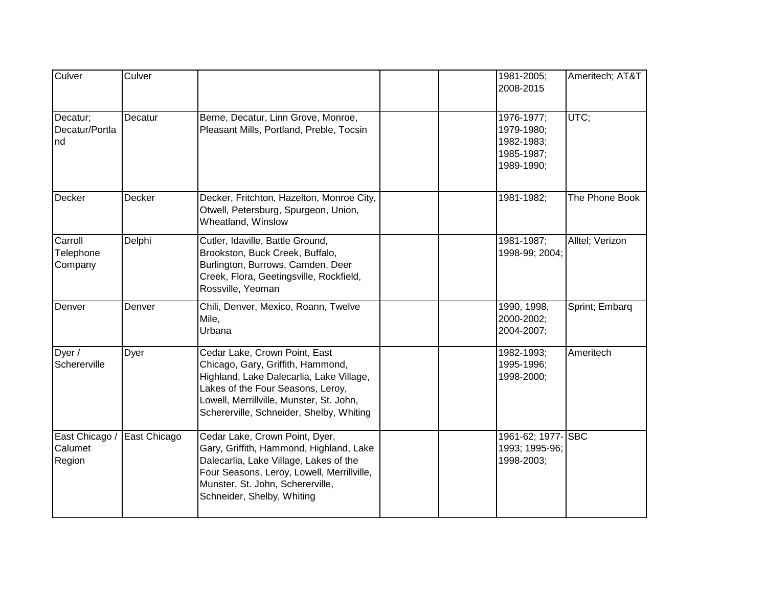| Culver | Culver | | | | 1981-2005; 2008-2015 | Ameritech; AT&T |
|---|---|---|---|---|---|---|
| Decatur; Decatur/Portland | Decatur | Berne, Decatur, Linn Grove, Monroe, Pleasant Mills, Portland, Preble, Tocsin | | | 1976-1977; 1979-1980; 1982-1983; 1985-1987; 1989-1990; | UTC; |
| Decker | Decker | Decker, Fritchton, Hazelton, Monroe City, Otwell, Petersburg, Spurgeon, Union, Wheatland, Winslow | | | 1981-1982; | The Phone Book |
| Carroll Telephone Company | Delphi | Cutler, Idaville, Battle Ground, Brookston, Buck Creek, Buffalo, Burlington, Burrows, Camden, Deer Creek, Flora, Geetingsville, Rockfield, Rossville, Yeoman | | | 1981-1987; 1998-99; 2004; | Alltel; Verizon |
| Denver | Denver | Chili, Denver, Mexico, Roann, Twelve Mile, Urbana | | | 1990, 1998, 2000-2002; 2004-2007; | Sprint; Embarq |
| Dyer / Schererville | Dyer | Cedar Lake, Crown Point, East Chicago, Gary, Griffith, Hammond, Highland, Lake Dalecarlia, Lake Village, Lakes of the Four Seasons, Leroy, Lowell, Merrillville, Munster, St. John, Schererville, Schneider, Shelby, Whiting | | | 1982-1993; 1995-1996; 1998-2000; | Ameritech |
| East Chicago / Calumet Region | East Chicago | Cedar Lake, Crown Point, Dyer, Gary, Griffith, Hammond, Highland, Lake Dalecarlia, Lake Village, Lakes of the Four Seasons, Leroy, Lowell, Merrillville, Munster, St. John, Schererville, Schneider, Shelby, Whiting | | | 1961-62; 1977-1993; 1995-96; 1998-2003; | SBC |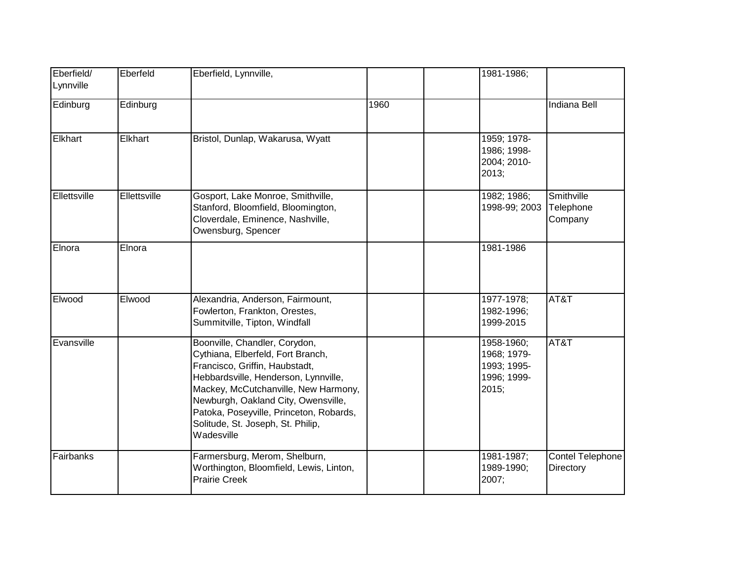| | | | | | | |
|---|---|---|---|---|---|---|
| Eberfield/ Lynnville | Eberfeld | Eberfield, Lynnville, | | | 1981-1986; | |
| Edinburg | Edinburg | | 1960 | | | Indiana Bell |
| Elkhart | Elkhart | Bristol, Dunlap, Wakarusa, Wyatt | | | 1959; 1978-1986; 1998-2004; 2010-2013; | |
| Ellettsville | Ellettsville | Gosport, Lake Monroe, Smithville, Stanford, Bloomfield, Bloomington, Cloverdale, Eminence, Nashville, Owensburg, Spencer | | | 1982; 1986; 1998-99; 2003 | Smithville Telephone Company |
| Elnora | Elnora | | | | 1981-1986 | |
| Elwood | Elwood | Alexandria, Anderson, Fairmount, Fowlerton, Frankton, Orestes, Summitville, Tipton, Windfall | | | 1977-1978; 1982-1996; 1999-2015 | AT&T |
| Evansville | | Boonville, Chandler, Corydon, Cythiana, Elberfeld, Fort Branch, Francisco, Griffin, Haubstadt, Hebbardsville, Henderson, Lynnville, Mackey, McCutchanville, New Harmony, Newburgh, Oakland City, Owensville, Patoka, Poseyville, Princeton, Robards, Solitude, St. Joseph, St. Philip, Wadesville | | | 1958-1960; 1968; 1979-1993; 1995-1996; 1999-2015; | AT&T |
| Fairbanks | | Farmersburg, Merom, Shelburn, Worthington, Bloomfield, Lewis, Linton, Prairie Creek | | | 1981-1987; 1989-1990; 2007; | Contel Telephone Directory |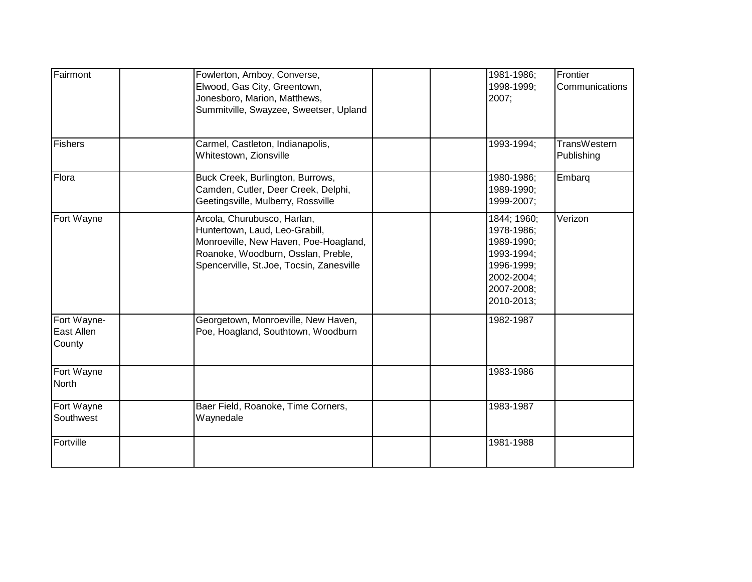| | | | | | | |
|---|---|---|---|---|---|---|
| Fairmont | | Fowlerton, Amboy, Converse, Elwood, Gas City, Greentown, Jonesboro, Marion, Matthews, Summitville, Swayzee, Sweetser, Upland | | | 1981-1986; 1998-1999; 2007; | Frontier Communications |
| Fishers | | Carmel, Castleton, Indianapolis, Whitestown, Zionsville | | | 1993-1994; | TransWestern Publishing |
| Flora | | Buck Creek, Burlington, Burrows, Camden, Cutler, Deer Creek, Delphi, Geetingsville, Mulberry, Rossville | | | 1980-1986; 1989-1990; 1999-2007; | Embarq |
| Fort Wayne | | Arcola, Churubusco, Harlan, Huntertown, Laud, Leo-Grabill, Monroeville, New Haven, Poe-Hoagland, Roanoke, Woodburn, Osslan, Preble, Spencerville, St.Joe, Tocsin, Zanesville | | | 1844; 1960; 1978-1986; 1989-1990; 1993-1994; 1996-1999; 2002-2004; 2007-2008; 2010-2013; | Verizon |
| Fort Wayne-East Allen County | | Georgetown, Monroeville, New Haven, Poe, Hoagland, Southtown, Woodburn | | | 1982-1987 | |
| Fort Wayne North | | | | | 1983-1986 | |
| Fort Wayne Southwest | | Baer Field, Roanoke, Time Corners, Waynedale | | | 1983-1987 | |
| Fortville | | | | | 1981-1988 | |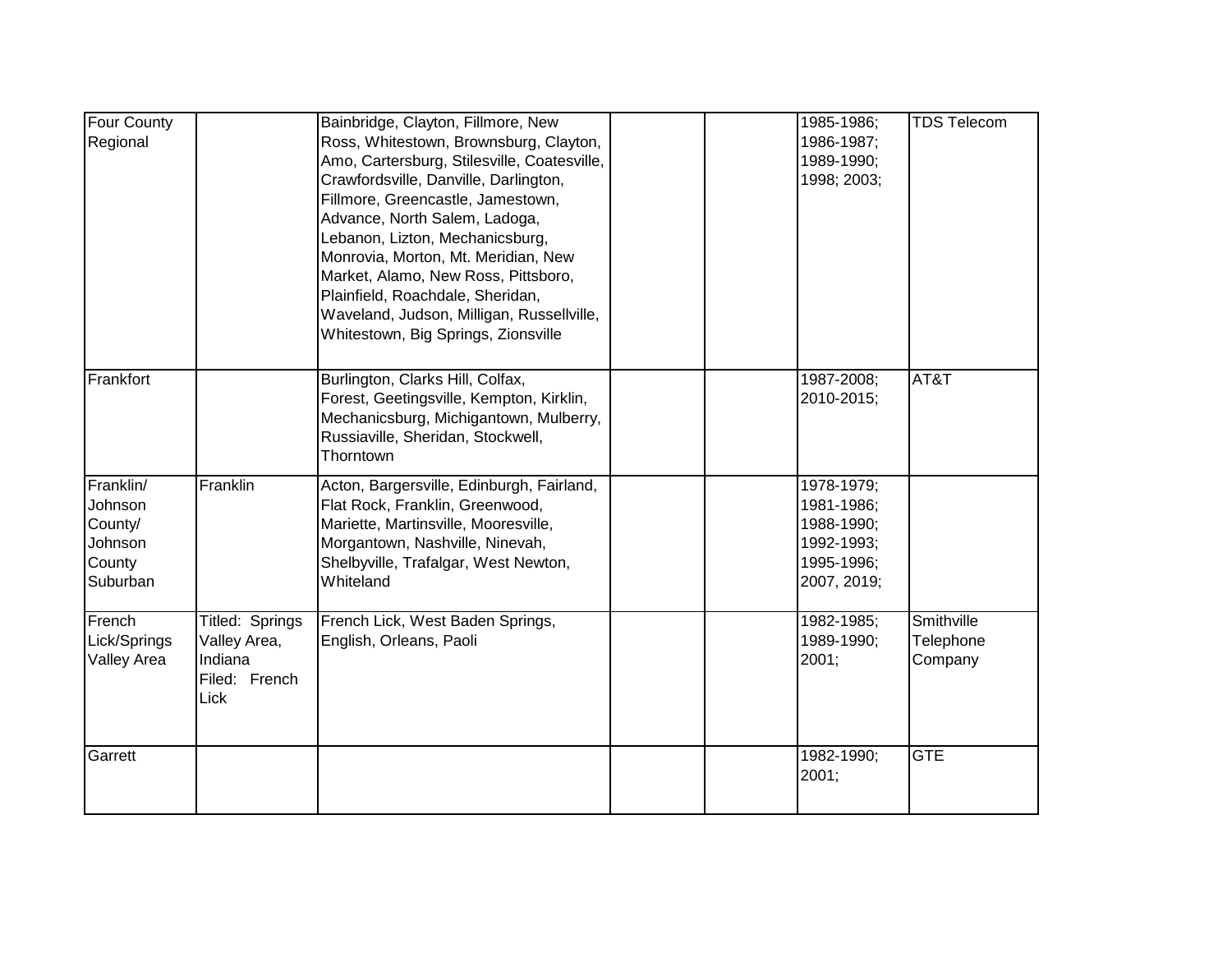| | | | | | | |
|---|---|---|---|---|---|---|
| Four County Regional | | Bainbridge, Clayton, Fillmore, New Ross, Whitestown, Brownsburg, Clayton, Amo, Cartersburg, Stilesville, Coatesville, Crawfordsville, Danville, Darlington, Fillmore, Greencastle, Jamestown, Advance, North Salem, Ladoga, Lebanon, Lizton, Mechanicsburg, Monrovia, Morton, Mt. Meridian, New Market, Alamo, New Ross, Pittsboro, Plainfield, Roachdale, Sheridan, Waveland, Judson, Milligan, Russellville, Whitestown, Big Springs, Zionsville | | | 1985-1986; 1986-1987; 1989-1990; 1998; 2003; | TDS Telecom |
| Frankfort | | Burlington, Clarks Hill, Colfax, Forest, Geetingsville, Kempton, Kirklin, Mechanicsburg, Michigantown, Mulberry, Russiaville, Sheridan, Stockwell, Thorntown | | | 1987-2008; 2010-2015; | AT&T |
| Franklin/ Johnson County/ Johnson County Suburban | Franklin | Acton, Bargersville, Edinburgh, Fairland, Flat Rock, Franklin, Greenwood, Mariette, Martinsville, Mooresville, Morgantown, Nashville, Ninevah, Shelbyville, Trafalgar, West Newton, Whiteland | | | 1978-1979; 1981-1986; 1988-1990; 1992-1993; 1995-1996; 2007, 2019; | |
| French Lick/Springs Valley Area | Titled: Springs Valley Area, Indiana Filed: French Lick | French Lick, West Baden Springs, English, Orleans, Paoli | | | 1982-1985; 1989-1990; 2001; | Smithville Telephone Company |
| Garrett | | | | | 1982-1990; 2001; | GTE |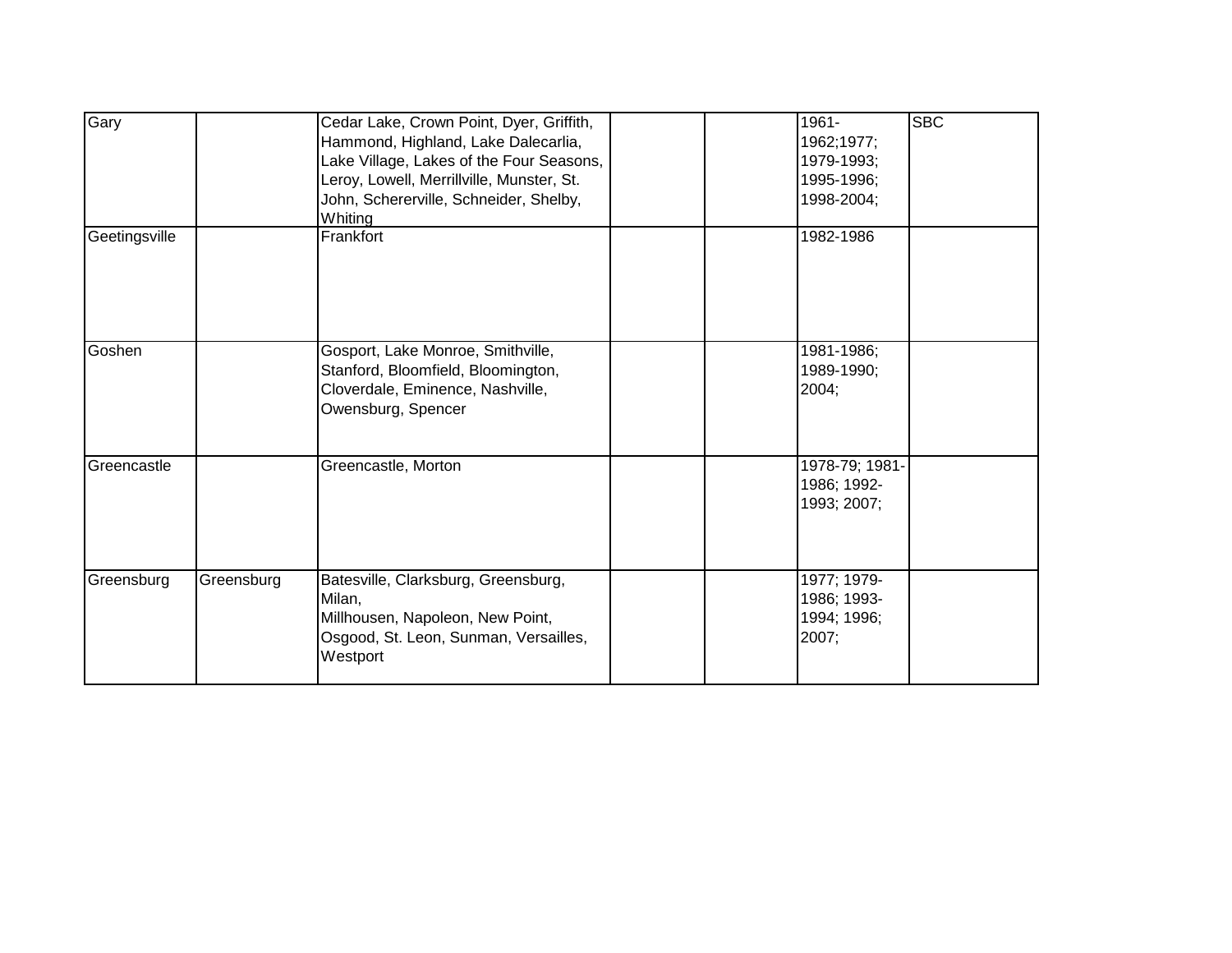| | | | | | | |
|---|---|---|---|---|---|---|
| Gary | | Cedar Lake, Crown Point, Dyer, Griffith, Hammond, Highland, Lake Dalecarlia, Lake Village, Lakes of the Four Seasons, Leroy, Lowell, Merrillville, Munster, St. John, Schererville, Schneider, Shelby, Whiting | | | 1961-1962;1977; 1979-1993; 1995-1996; 1998-2004; | SBC |
| Geetingsville | | Frankfort | | | 1982-1986 | |
| Goshen | | Gosport, Lake Monroe, Smithville, Stanford, Bloomfield, Bloomington, Cloverdale, Eminence, Nashville, Owensburg, Spencer | | | 1981-1986; 1989-1990; 2004; | |
| Greencastle | | Greencastle, Morton | | | 1978-79; 1981-1986; 1992-1993; 2007; | |
| Greensburg | Greensburg | Batesville, Clarksburg, Greensburg, Milan, Millhousen, Napoleon, New Point, Osgood, St. Leon, Sunman, Versailles, Westport | | | 1977; 1979-1986; 1993-1994; 1996; 2007; | |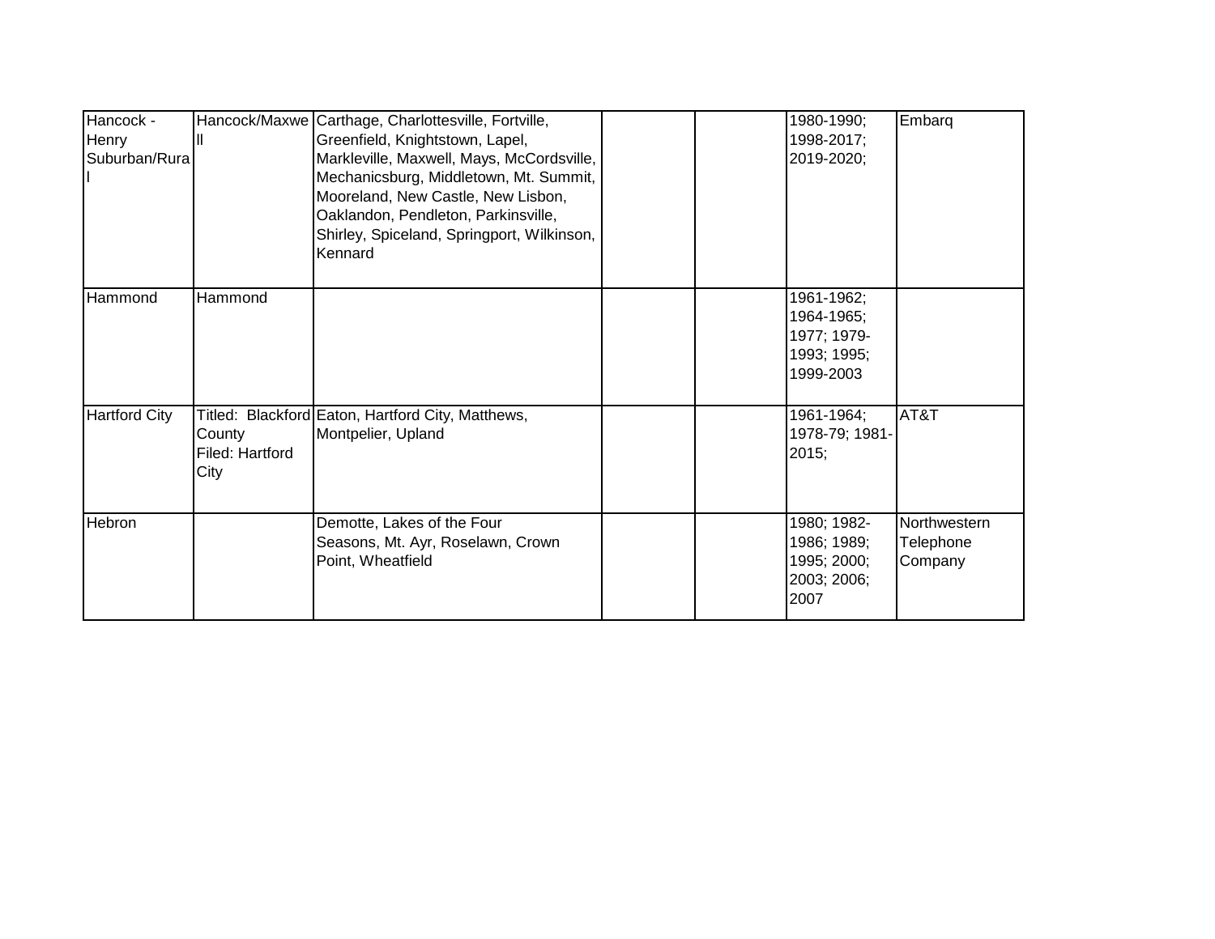| | | | | | | |
|---|---|---|---|---|---|---|
| Hancock - Henry Suburban/Rural | Hancock/Maxwell | Carthage, Charlottesville, Fortville, Greenfield, Knightstown, Lapel, Markleville, Maxwell, Mays, McCordsville, Mechanicsburg, Middletown, Mt. Summit, Mooreland, New Castle, New Lisbon, Oaklandon, Pendleton, Parkinsville, Shirley, Spiceland, Springport, Wilkinson, Kennard | | | 1980-1990; 1998-2017; 2019-2020; | Embarq |
| Hammond | Hammond | | | | 1961-1962; 1964-1965; 1977; 1979-1993; 1995; 1999-2003 | |
| Hartford City | Titled: Blackford County Filed: Hartford City | Eaton, Hartford City, Matthews, Montpelier, Upland | | | 1961-1964; 1978-79; 1981-2015; | AT&T |
| Hebron | | Demotte, Lakes of the Four Seasons, Mt. Ayr, Roselawn, Crown Point, Wheatfield | | | 1980; 1982-1986; 1989; 1995; 2000; 2003; 2006; 2007 | Northwestern Telephone Company |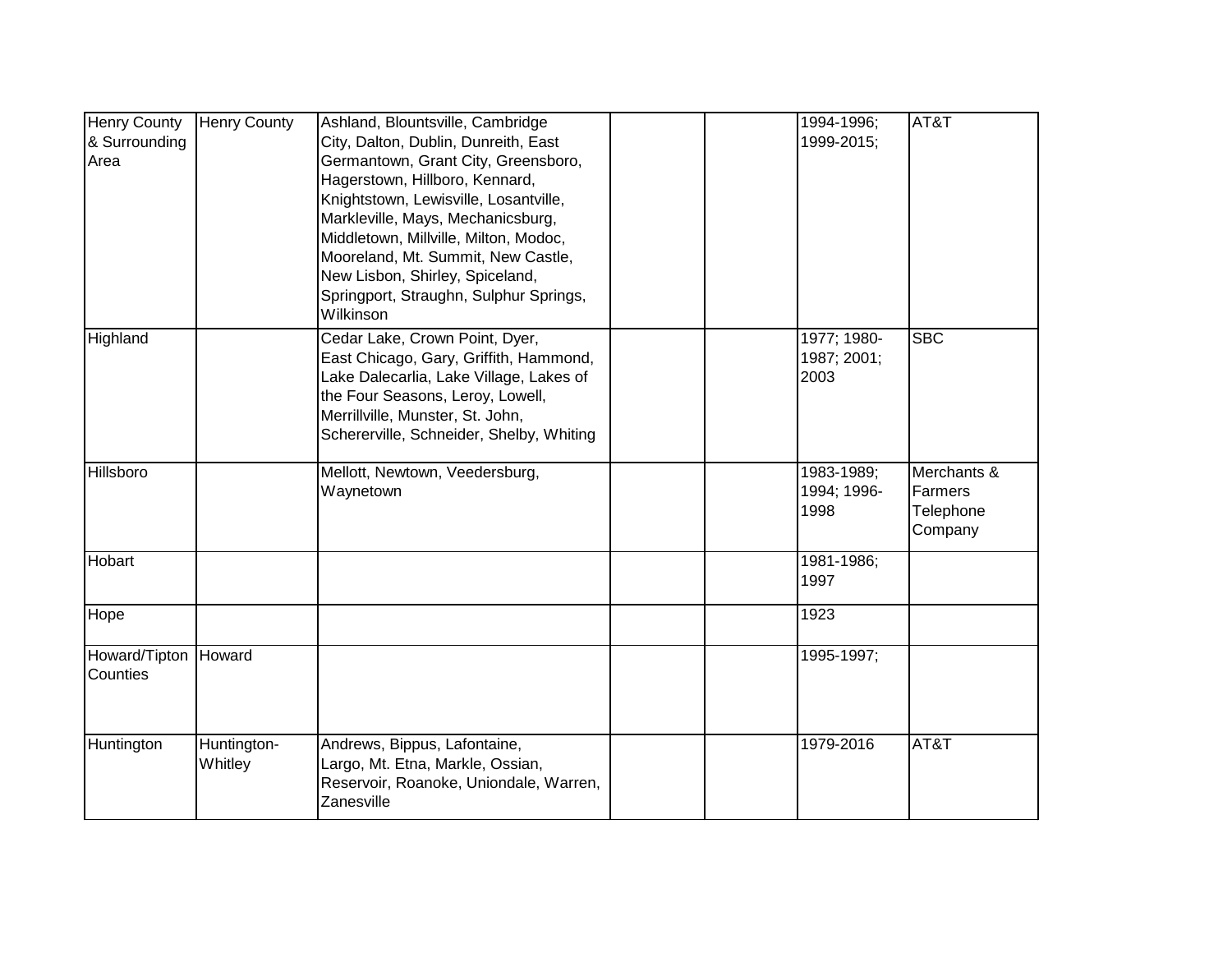| Henry County & Surrounding Area | Henry County | Ashland, Blountsville, Cambridge City, Dalton, Dublin, Dunreith, East Germantown, Grant City, Greensboro, Hagerstown, Hillboro, Kennard, Knightstown, Lewisville, Losantville, Markleville, Mays, Mechanicsburg, Middletown, Millville, Milton, Modoc, Mooreland, Mt. Summit, New Castle, New Lisbon, Shirley, Spiceland, Springport, Straughn, Sulphur Springs, Wilkinson | | | 1994-1996; 1999-2015; | AT&T |
|---|---|---|---|---|---|---|
| Highland | | Cedar Lake, Crown Point, Dyer, East Chicago, Gary, Griffith, Hammond, Lake Dalecarlia, Lake Village, Lakes of the Four Seasons, Leroy, Lowell, Merrillville, Munster, St. John, Schererville, Schneider, Shelby, Whiting | | | 1977; 1980-1987; 2001; 2003 | SBC |
| Hillsboro | | Mellott, Newtown, Veedersburg, Waynetown | | | 1983-1989; 1994; 1996-1998 | Merchants & Farmers Telephone Company |
| Hobart | | | | | 1981-1986; 1997 | |
| Hope | | | | | 1923 | |
| Howard/Tipton Counties | Howard | | | | 1995-1997; | |
| Huntington | Huntington-Whitley | Andrews, Bippus, Lafontaine, Largo, Mt. Etna, Markle, Ossian, Reservoir, Roanoke, Uniondale, Warren, Zanesville | | | 1979-2016 | AT&T |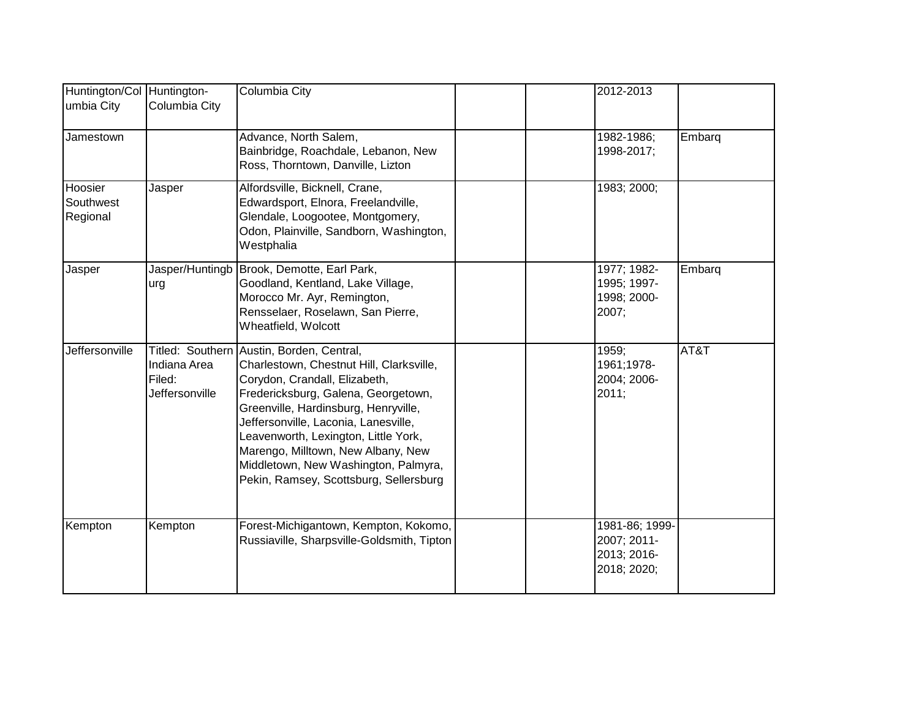| | | | | | | |
|---|---|---|---|---|---|---|
| Huntington/Columbia City | Huntington-Columbia City | Columbia City | | | 2012-2013 | |
| Jamestown | | Advance, North Salem, Bainbridge, Roachdale, Lebanon, New Ross, Thorntown, Danville, Lizton | | | 1982-1986; 1998-2017; | Embarq |
| Hoosier Southwest Regional | Jasper | Alfordsville, Bicknell, Crane, Edwardsport, Elnora, Freelandville, Glendale, Loogootee, Montgomery, Odon, Plainville, Sandborn, Washington, Westphalia | | | 1983; 2000; | |
| Jasper | Jasper/Huntingburg | Brook, Demotte, Earl Park, Goodland, Kentland, Lake Village, Morocco Mr. Ayr, Remington, Rensselaer, Roselawn, San Pierre, Wheatfield, Wolcott | | | 1977; 1982-1995; 1997-1998; 2000-2007; | Embarq |
| Jeffersonville | Titled: Southern Indiana Area Filed: Jeffersonville | Austin, Borden, Central, Charlestown, Chestnut Hill, Clarksville, Corydon, Crandall, Elizabeth, Fredericksburg, Galena, Georgetown, Greenville, Hardinsburg, Henryville, Jeffersonville, Laconia, Lanesville, Leavenworth, Lexington, Little York, Marengo, Milltown, New Albany, New Middletown, New Washington, Palmyra, Pekin, Ramsey, Scottsburg, Sellersburg | | | 1959; 1961;1978-2004; 2006-2011; | AT&T |
| Kempton | Kempton | Forest-Michigantown, Kempton, Kokomo, Russiaville, Sharpsville-Goldsmith, Tipton | | | 1981-86; 1999-2007; 2011-2013; 2016-2018; 2020; | |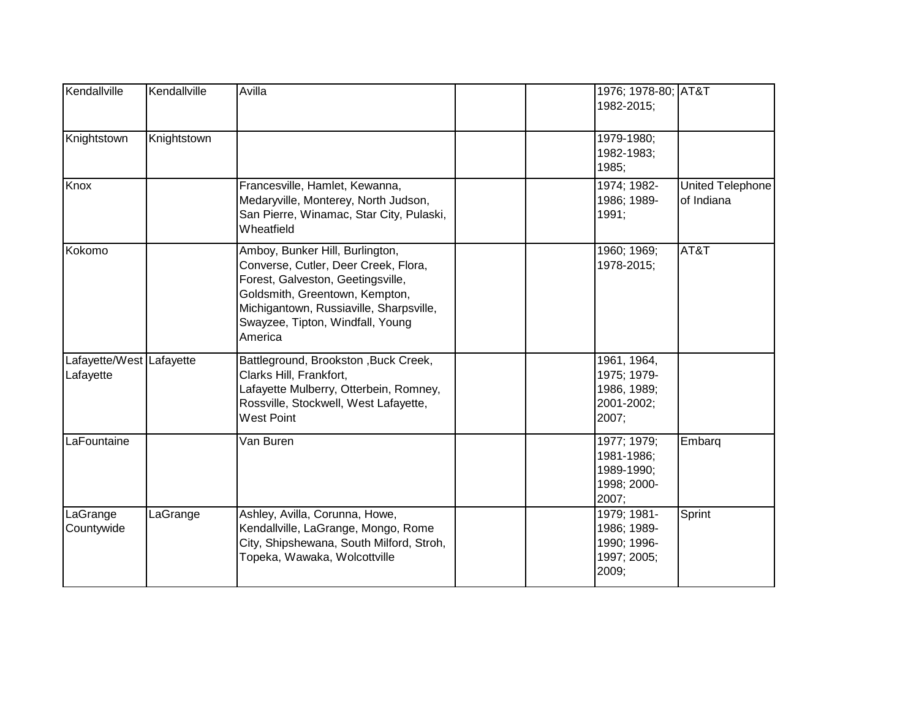| | | | | | | |
|---|---|---|---|---|---|---|
| Kendallville | Kendallville | Avilla | | | 1976; 1978-80; 1982-2015; | AT&T |
| Knightstown | Knightstown | | | | 1979-1980; 1982-1983; 1985; | |
| Knox | | Francesville, Hamlet, Kewanna, Medaryville, Monterey, North Judson, San Pierre, Winamac, Star City, Pulaski, Wheatfield | | | 1974; 1982-1986; 1989-1991; | United Telephone of Indiana |
| Kokomo | | Amboy, Bunker Hill, Burlington, Converse, Cutler, Deer Creek, Flora, Forest, Galveston, Geetingsville, Goldsmith, Greentown, Kempton, Michigantown, Russiaville, Sharpsville, Swayzee, Tipton, Windfall, Young America | | | 1960; 1969; 1978-2015; | AT&T |
| Lafayette/West Lafayette | Lafayette | Battleground, Brookston ,Buck Creek, Clarks Hill, Frankfort, Lafayette Mulberry, Otterbein, Romney, Rossville, Stockwell, West Lafayette, West Point | | | 1961, 1964, 1975; 1979-1986, 1989; 2001-2002; 2007; | |
| LaFountaine | | Van Buren | | | 1977; 1979; 1981-1986; 1989-1990; 1998; 2000-2007; | Embarq |
| LaGrange Countywide | LaGrange | Ashley, Avilla, Corunna, Howe, Kendallville, LaGrange, Mongo, Rome City, Shipshewana, South Milford, Stroh, Topeka, Wawaka, Wolcottville | | | 1979; 1981-1986; 1989-1990; 1996-1997; 2005; 2009; | Sprint |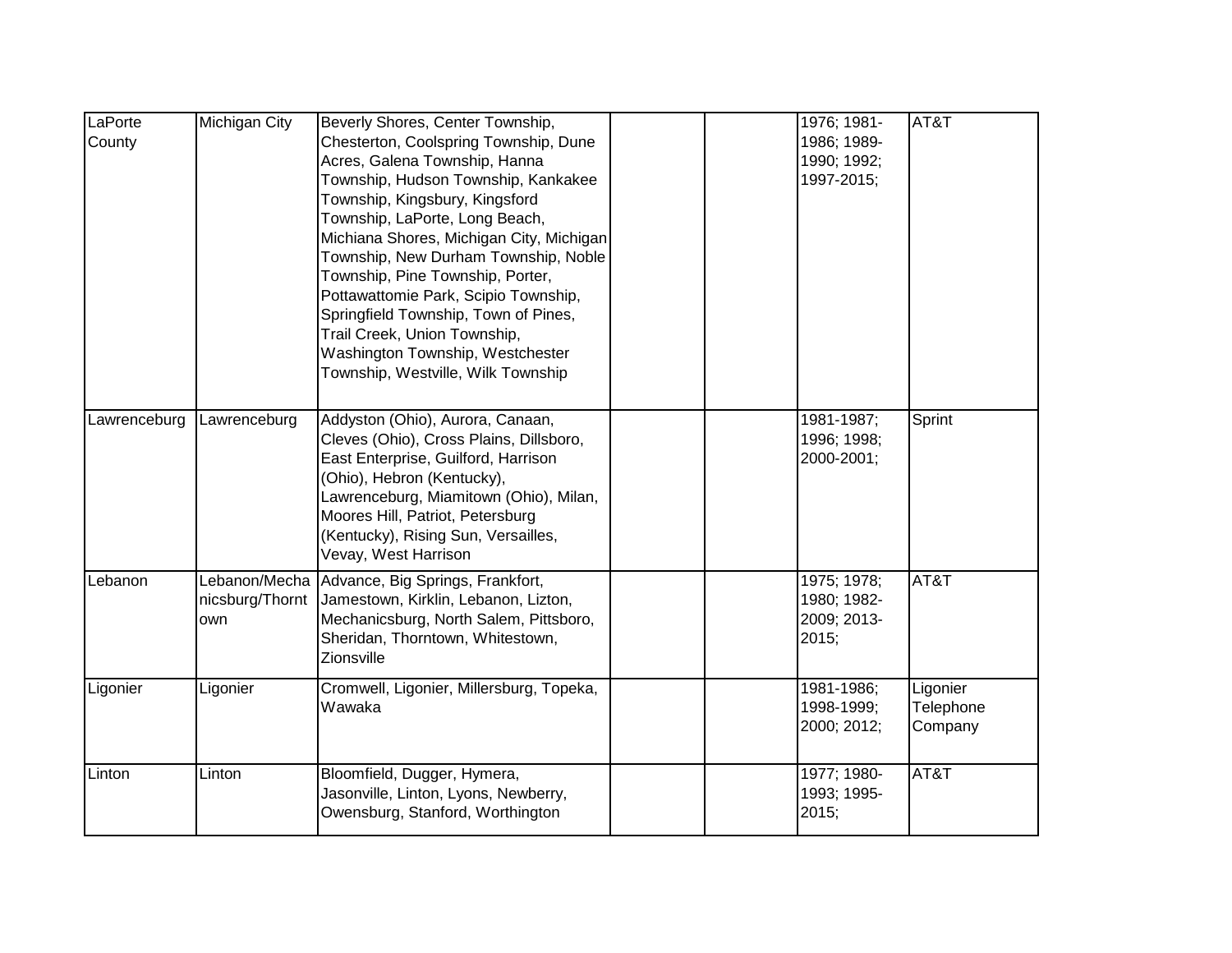| | | | | | | |
|---|---|---|---|---|---|---|
| LaPorte County | Michigan City | Beverly Shores, Center Township, Chesterton, Coolspring Township, Dune Acres, Galena Township, Hanna Township, Hudson Township, Kankakee Township, Kingsbury, Kingsford Township, LaPorte, Long Beach, Michiana Shores, Michigan City, Michigan Township, New Durham Township, Noble Township, Pine Township, Porter, Pottawattomie Park, Scipio Township, Springfield Township, Town of Pines, Trail Creek, Union Township, Washington Township, Westchester Township, Westville, Wilk Township | | | 1976; 1981-1986; 1989-1990; 1992; 1997-2015; | AT&T |
| Lawrenceburg | Lawrenceburg | Addyston (Ohio), Aurora, Canaan, Cleves (Ohio), Cross Plains, Dillsboro, East Enterprise, Guilford, Harrison (Ohio), Hebron (Kentucky), Lawrenceburg, Miamitown (Ohio), Milan, Moores Hill, Patriot, Petersburg (Kentucky), Rising Sun, Versailles, Vevay, West Harrison | | | 1981-1987; 1996; 1998; 2000-2001; | Sprint |
| Lebanon | Lebanon/Mechanicsburg/Thorntown | Advance, Big Springs, Frankfort, Jamestown, Kirklin, Lebanon, Lizton, Mechanicsburg, North Salem, Pittsboro, Sheridan, Thorntown, Whitestown, Zionsville | | | 1975; 1978; 1980; 1982-2009; 2013-2015; | AT&T |
| Ligonier | Ligonier | Cromwell, Ligonier, Millersburg, Topeka, Wawaka | | | 1981-1986; 1998-1999; 2000; 2012; | Ligonier Telephone Company |
| Linton | Linton | Bloomfield, Dugger, Hymera, Jasonville, Linton, Lyons, Newberry, Owensburg, Stanford, Worthington | | | 1977; 1980-1993; 1995-2015; | AT&T |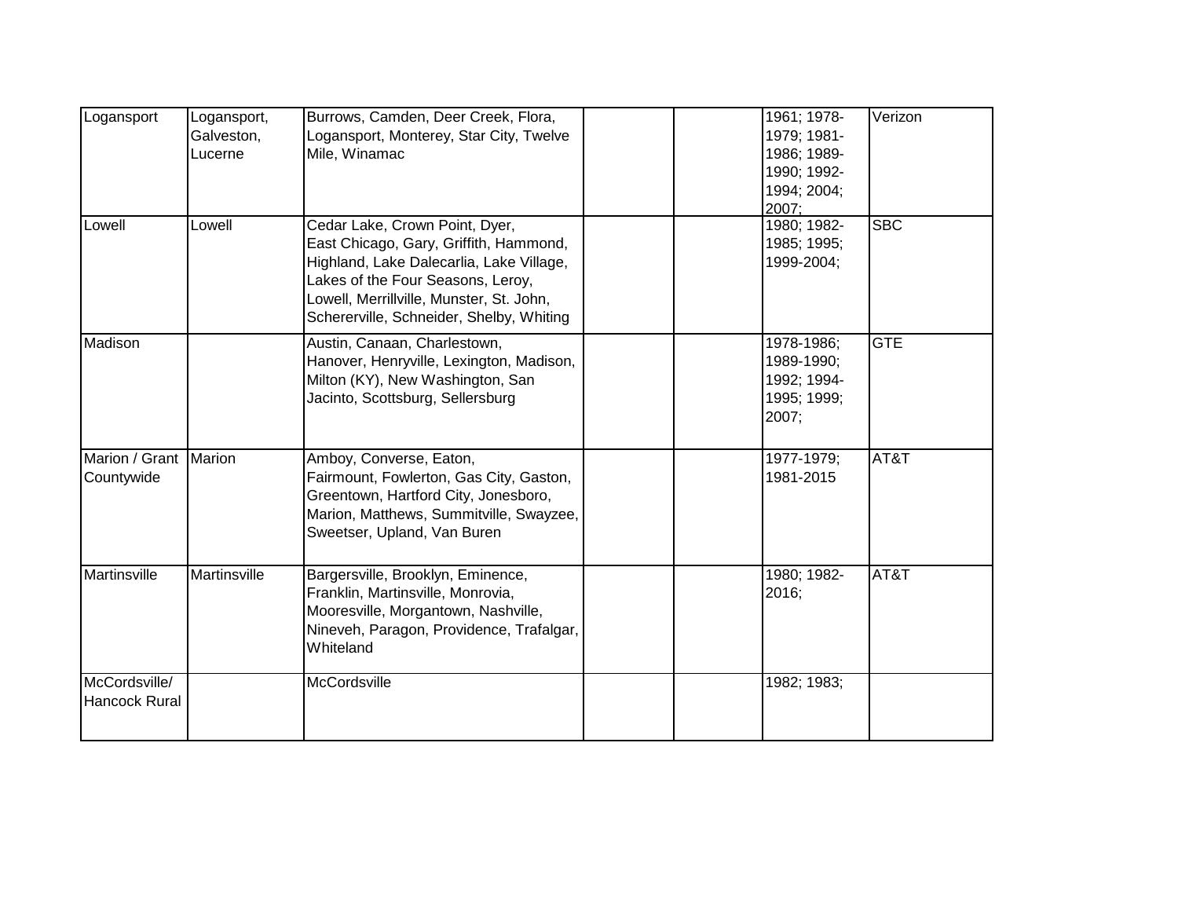| | | | | | | |
|---|---|---|---|---|---|---|
| Logansport | Logansport, Galveston, Lucerne | Burrows, Camden, Deer Creek, Flora, Logansport, Monterey, Star City, Twelve Mile, Winamac | | | 1961; 1978-1979; 1981-1986; 1989-1990; 1992-1994; 2004; 2007; | Verizon |
| Lowell | Lowell | Cedar Lake, Crown Point, Dyer, East Chicago, Gary, Griffith, Hammond, Highland, Lake Dalecarlia, Lake Village, Lakes of the Four Seasons, Leroy, Lowell, Merrillville, Munster, St. John, Schererville, Schneider, Shelby, Whiting | | | 1980; 1982-1985; 1995; 1999-2004; | SBC |
| Madison | | Austin, Canaan, Charlestown, Hanover, Henryville, Lexington, Madison, Milton (KY), New Washington, San Jacinto, Scottsburg, Sellersburg | | | 1978-1986; 1989-1990; 1992; 1994-1995; 1999; 2007; | GTE |
| Marion / Grant Countywide | Marion | Amboy, Converse, Eaton, Fairmount, Fowlerton, Gas City, Gaston, Greentown, Hartford City, Jonesboro, Marion, Matthews, Summitville, Swayzee, Sweetser, Upland, Van Buren | | | 1977-1979; 1981-2015 | AT&T |
| Martinsville | Martinsville | Bargersville, Brooklyn, Eminence, Franklin, Martinsville, Monrovia, Mooresville, Morgantown, Nashville, Nineveh, Paragon, Providence, Trafalgar, Whiteland | | | 1980; 1982-2016; | AT&T |
| McCordsville/ Hancock Rural | | McCordsville | | | 1982; 1983; | |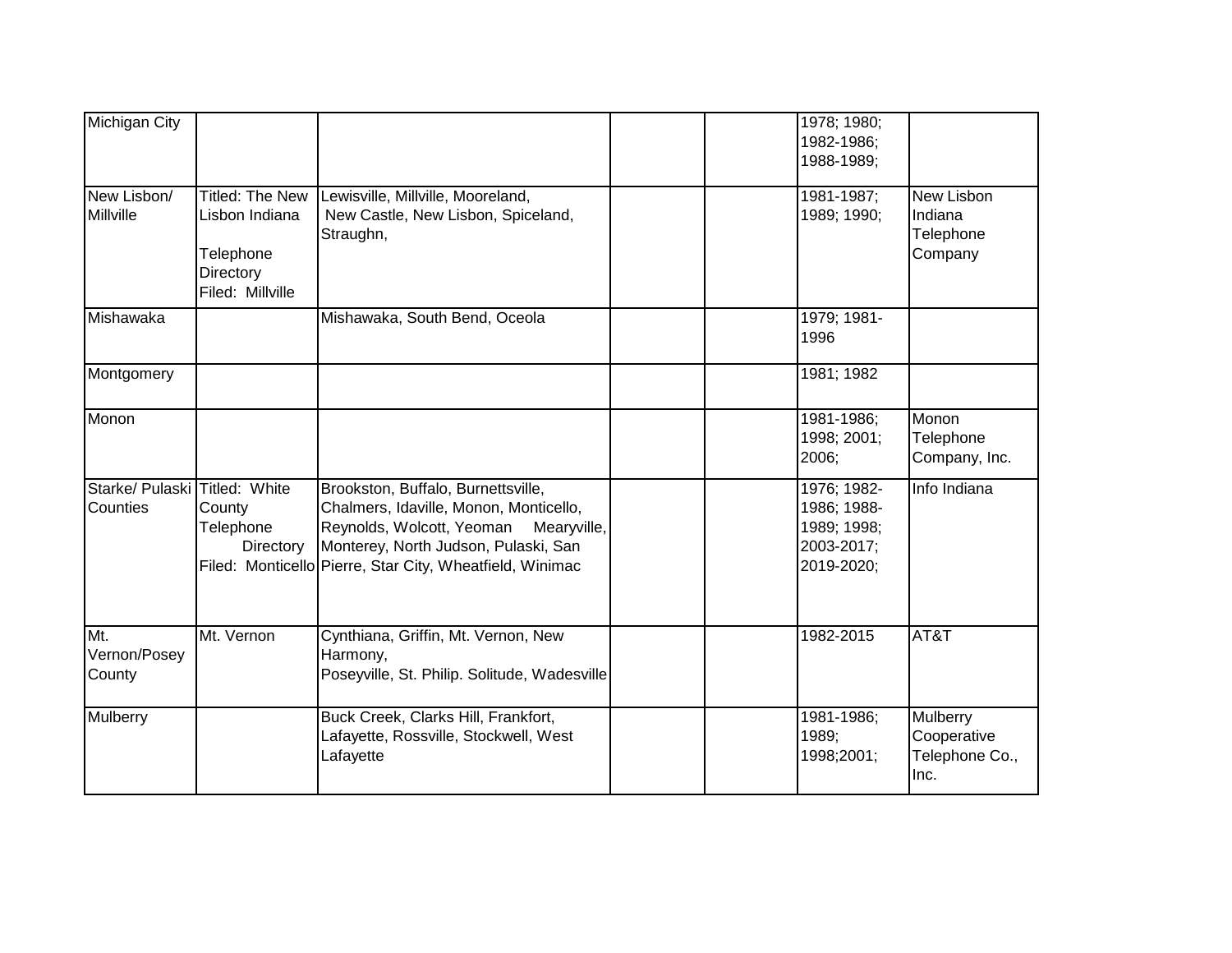| | | | | | | |
|---|---|---|---|---|---|---|
| Michigan City | | | | | 1978; 1980; 1982-1986; 1988-1989; | |
| New Lisbon/ Millville | Titled: The New Lisbon Indiana Telephone Directory Filed: Millville | Lewisville, Millville, Mooreland, New Castle, New Lisbon, Spiceland, Straughn, | | | 1981-1987; 1989; 1990; | New Lisbon Indiana Telephone Company |
| Mishawaka | | Mishawaka, South Bend, Oceola | | | 1979; 1981-1996 | |
| Montgomery | | | | | 1981; 1982 | |
| Monon | | | | | 1981-1986; 1998; 2001; 2006; | Monon Telephone Company, Inc. |
| Starke/ Pulaski Counties | Titled: White County Telephone Directory Filed: Monticello | Brookston, Buffalo, Burnettsville, Chalmers, Idaville, Monon, Monticello, Reynolds, Wolcott, Yeoman Mearyville, Monterey, North Judson, Pulaski, San Pierre, Star City, Wheatfield, Winimac | | | 1976; 1982-1986; 1988-1989; 1998; 2003-2017; 2019-2020; | Info Indiana |
| Mt. Vernon/Posey County | Mt. Vernon | Cynthiana, Griffin, Mt. Vernon, New Harmony, Poseyville, St. Philip. Solitude, Wadesville | | | 1982-2015 | AT&T |
| Mulberry | | Buck Creek, Clarks Hill, Frankfort, Lafayette, Rossville, Stockwell, West Lafayette | | | 1981-1986; 1989; 1998;2001; | Mulberry Cooperative Telephone Co., Inc. |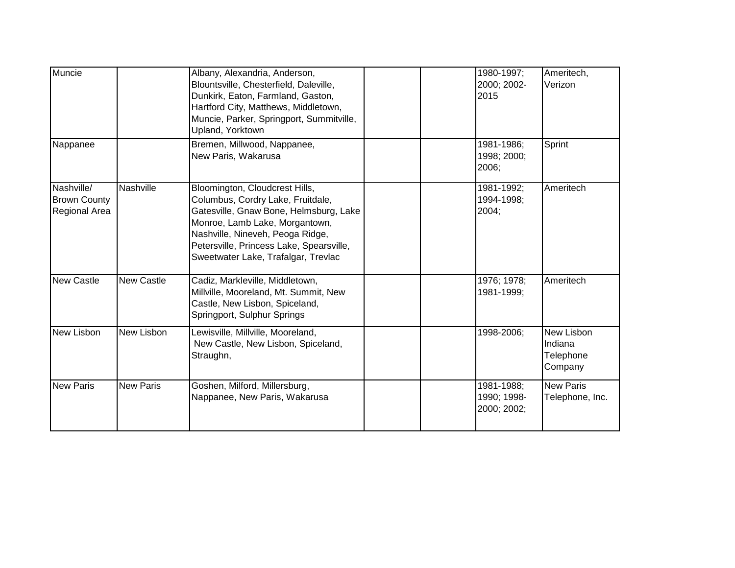| Muncie | | Albany, Alexandria, Anderson, Blountsville, Chesterfield, Daleville, Dunkirk, Eaton, Farmland, Gaston, Hartford City, Matthews, Middletown, Muncie, Parker, Springport, Summitville, Upland, Yorktown | | | 1980-1997; 2000; 2002-2015 | Ameritech, Verizon |
|---|---|---|---|---|---|---|
| Nappanee | | Bremen, Millwood, Nappanee, New Paris, Wakarusa | | | 1981-1986; 1998; 2000; 2006; | Sprint |
| Nashville/ Brown County Regional Area | Nashville | Bloomington, Cloudcrest Hills, Columbus, Cordry Lake, Fruitdale, Gatesville, Gnaw Bone, Helmsburg, Lake Monroe, Lamb Lake, Morgantown, Nashville, Nineveh, Peoga Ridge, Petersville, Princess Lake, Spearsville, Sweetwater Lake, Trafalgar, Trevlac | | | 1981-1992; 1994-1998; 2004; | Ameritech |
| New Castle | New Castle | Cadiz, Markleville, Middletown, Millville, Mooreland, Mt. Summit, New Castle, New Lisbon, Spiceland, Springport, Sulphur Springs | | | 1976; 1978; 1981-1999; | Ameritech |
| New Lisbon | New Lisbon | Lewisville, Millville, Mooreland, New Castle, New Lisbon, Spiceland, Straughn, | | | 1998-2006; | New Lisbon Indiana Telephone Company |
| New Paris | New Paris | Goshen, Milford, Millersburg, Nappanee, New Paris, Wakarusa | | | 1981-1988; 1990; 1998-2000; 2002; | New Paris Telephone, Inc. |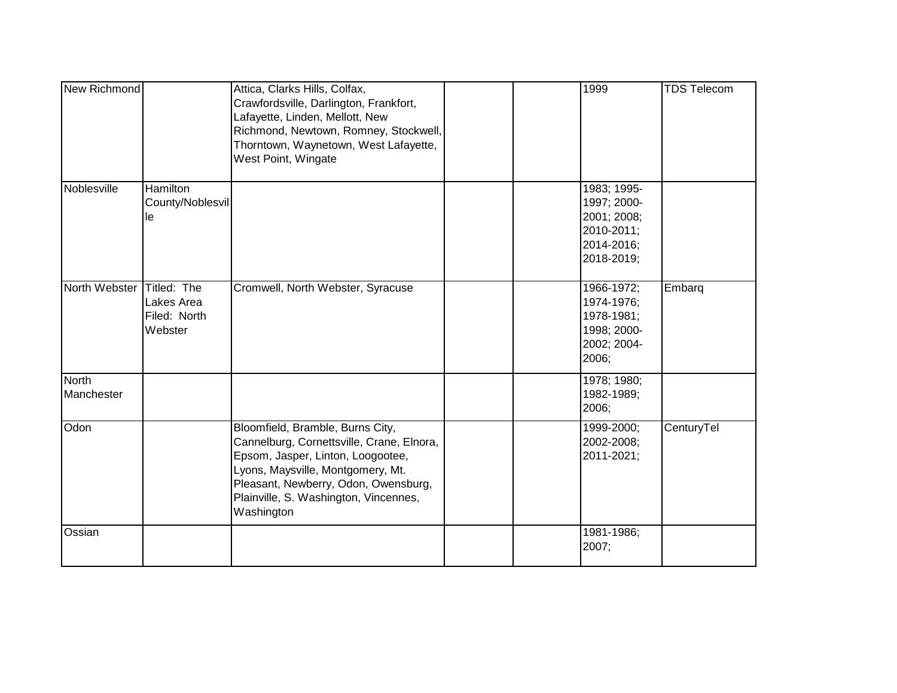| New Richmond | | Attica, Clarks Hills, Colfax, Crawfordsville, Darlington, Frankfort, Lafayette, Linden, Mellott, New Richmond, Newtown, Romney, Stockwell, Thorntown, Waynetown, West Lafayette, West Point, Wingate | | | 1999 | TDS Telecom |
|---|---|---|---|---|---|---|
| Noblesville | Hamilton County/Noblesville | | | | 1983; 1995-1997; 2000-2001; 2008; 2010-2011; 2014-2016; 2018-2019; | |
| North Webster | Titled: The Lakes Area Filed: North Webster | Cromwell, North Webster, Syracuse | | | 1966-1972; 1974-1976; 1978-1981; 1998; 2000-2002; 2004-2006; | Embarq |
| North Manchester | | | | | 1978; 1980; 1982-1989; 2006; | |
| Odon | | Bloomfield, Bramble, Burns City, Cannelburg, Cornettsville, Crane, Elnora, Epsom, Jasper, Linton, Loogootee, Lyons, Maysville, Montgomery, Mt. Pleasant, Newberry, Odon, Owensburg, Plainville, S. Washington, Vincennes, Washington | | | 1999-2000; 2002-2008; 2011-2021; | CenturyTel |
| Ossian | | | | | 1981-1986; 2007; | |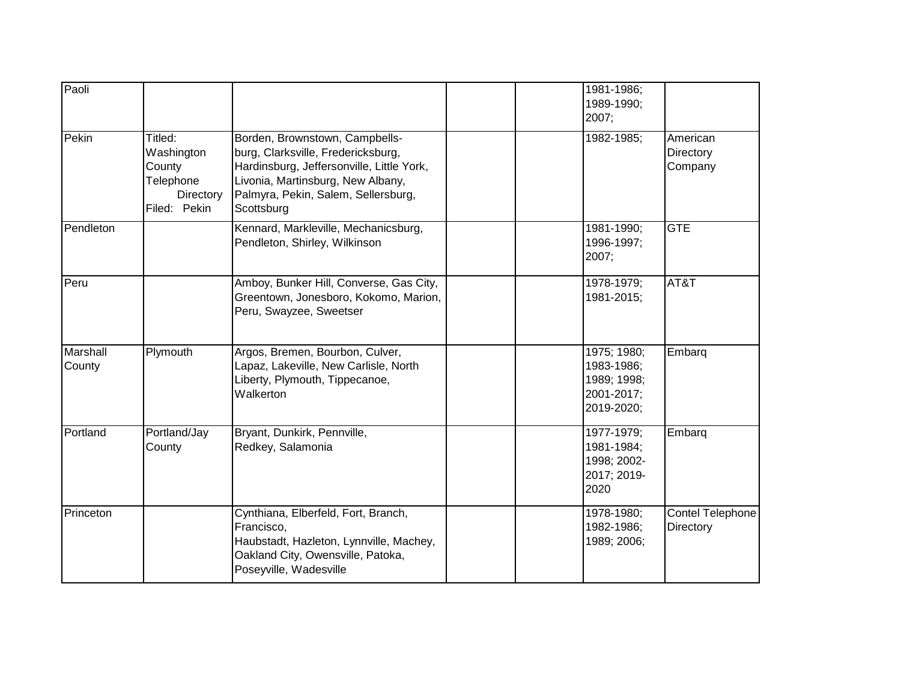| | | | | | | |
|---|---|---|---|---|---|---|
| Paoli | | | | | 1981-1986; 1989-1990; 2007; | |
| Pekin | Titled: Washington County Telephone Directory Filed: Pekin | Borden, Brownstown, Campbells-burg, Clarksville, Fredericksburg, Hardinsburg, Jeffersonville, Little York, Livonia, Martinsburg, New Albany, Palmyra, Pekin, Salem, Sellersburg, Scottsburg | | | 1982-1985; | American Directory Company |
| Pendleton | | Kennard, Markleville, Mechanicsburg, Pendleton, Shirley, Wilkinson | | | 1981-1990; 1996-1997; 2007; | GTE |
| Peru | | Amboy, Bunker Hill, Converse, Gas City, Greentown, Jonesboro, Kokomo, Marion, Peru, Swayzee, Sweetser | | | 1978-1979; 1981-2015; | AT&T |
| Marshall County | Plymouth | Argos, Bremen, Bourbon, Culver, Lapaz, Lakeville, New Carlisle, North Liberty, Plymouth, Tippecanoe, Walkerton | | | 1975; 1980; 1983-1986; 1989; 1998; 2001-2017; 2019-2020; | Embarq |
| Portland | Portland/Jay County | Bryant, Dunkirk, Pennville, Redkey, Salamonia | | | 1977-1979; 1981-1984; 1998; 2002-2017; 2019-2020 | Embarq |
| Princeton | | Cynthiana, Elberfeld, Fort, Branch, Francisco, Haubstadt, Hazleton, Lynnville, Machey, Oakland City, Owensville, Patoka, Poseyville, Wadesville | | | 1978-1980; 1982-1986; 1989; 2006; | Contel Telephone Directory |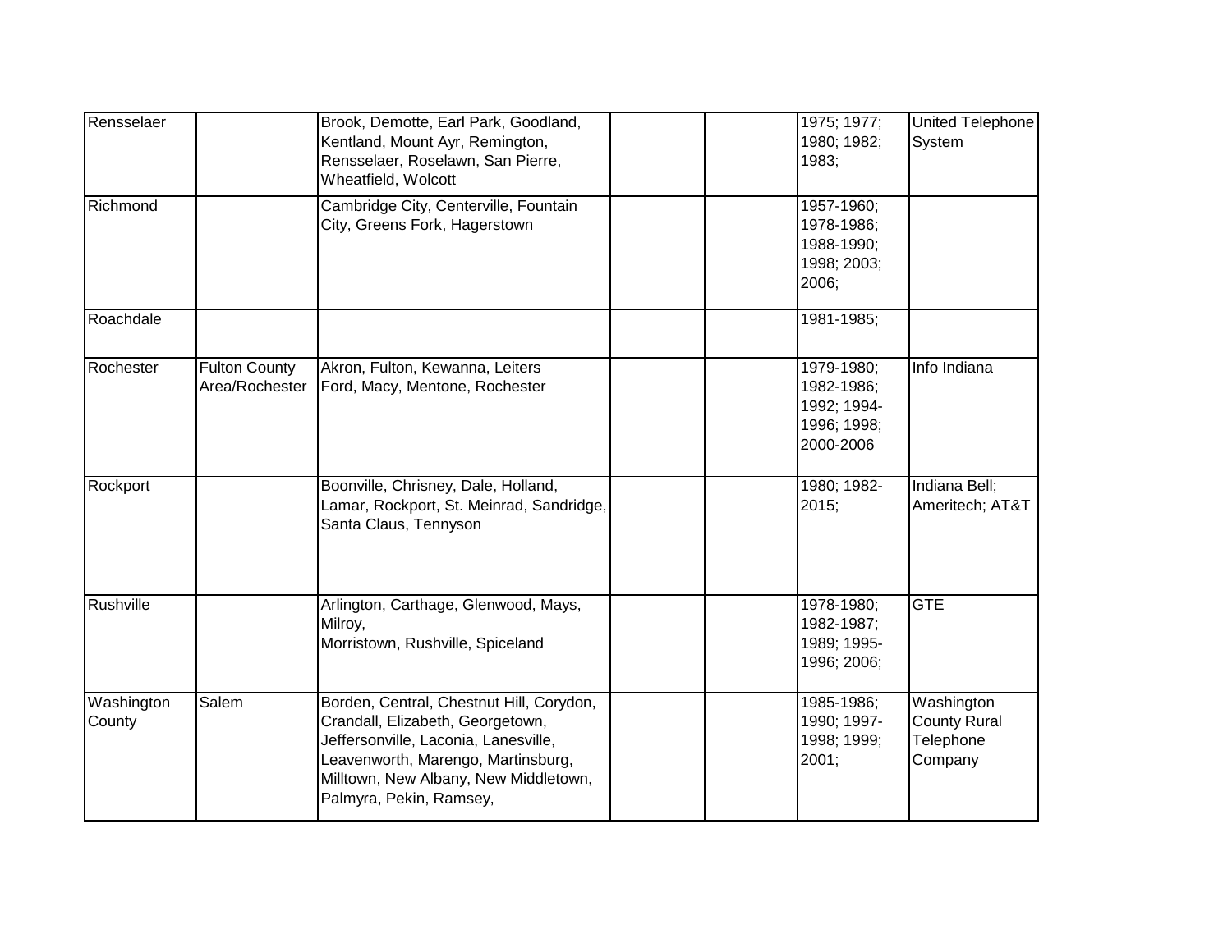| | | | | | | |
|---|---|---|---|---|---|---|
| Rensselaer | | Brook, Demotte, Earl Park, Goodland, Kentland, Mount Ayr, Remington, Rensselaer, Roselawn, San Pierre, Wheatfield, Wolcott | | | 1975; 1977; 1980; 1982; 1983; | United Telephone System |
| Richmond | | Cambridge City, Centerville, Fountain City, Greens Fork, Hagerstown | | | 1957-1960; 1978-1986; 1988-1990; 1998; 2003; 2006; | |
| Roachdale | | | | | 1981-1985; | |
| Rochester | Fulton County Area/Rochester | Akron, Fulton, Kewanna, Leiters Ford, Macy, Mentone, Rochester | | | 1979-1980; 1982-1986; 1992; 1994-1996; 1998; 2000-2006 | Info Indiana |
| Rockport | | Boonville, Chrisney, Dale, Holland, Lamar, Rockport, St. Meinrad, Sandridge, Santa Claus, Tennyson | | | 1980; 1982-2015; | Indiana Bell; Ameritech; AT&T |
| Rushville | | Arlington, Carthage, Glenwood, Mays, Milroy, Morristown, Rushville, Spiceland | | | 1978-1980; 1982-1987; 1989; 1995-1996; 2006; | GTE |
| Washington County | Salem | Borden, Central, Chestnut Hill, Corydon, Crandall, Elizabeth, Georgetown, Jeffersonville, Laconia, Lanesville, Leavenworth, Marengo, Martinsburg, Milltown, New Albany, New Middletown, Palmyra, Pekin, Ramsey, | | | 1985-1986; 1990; 1997-1998; 1999; 2001; | Washington County Rural Telephone Company |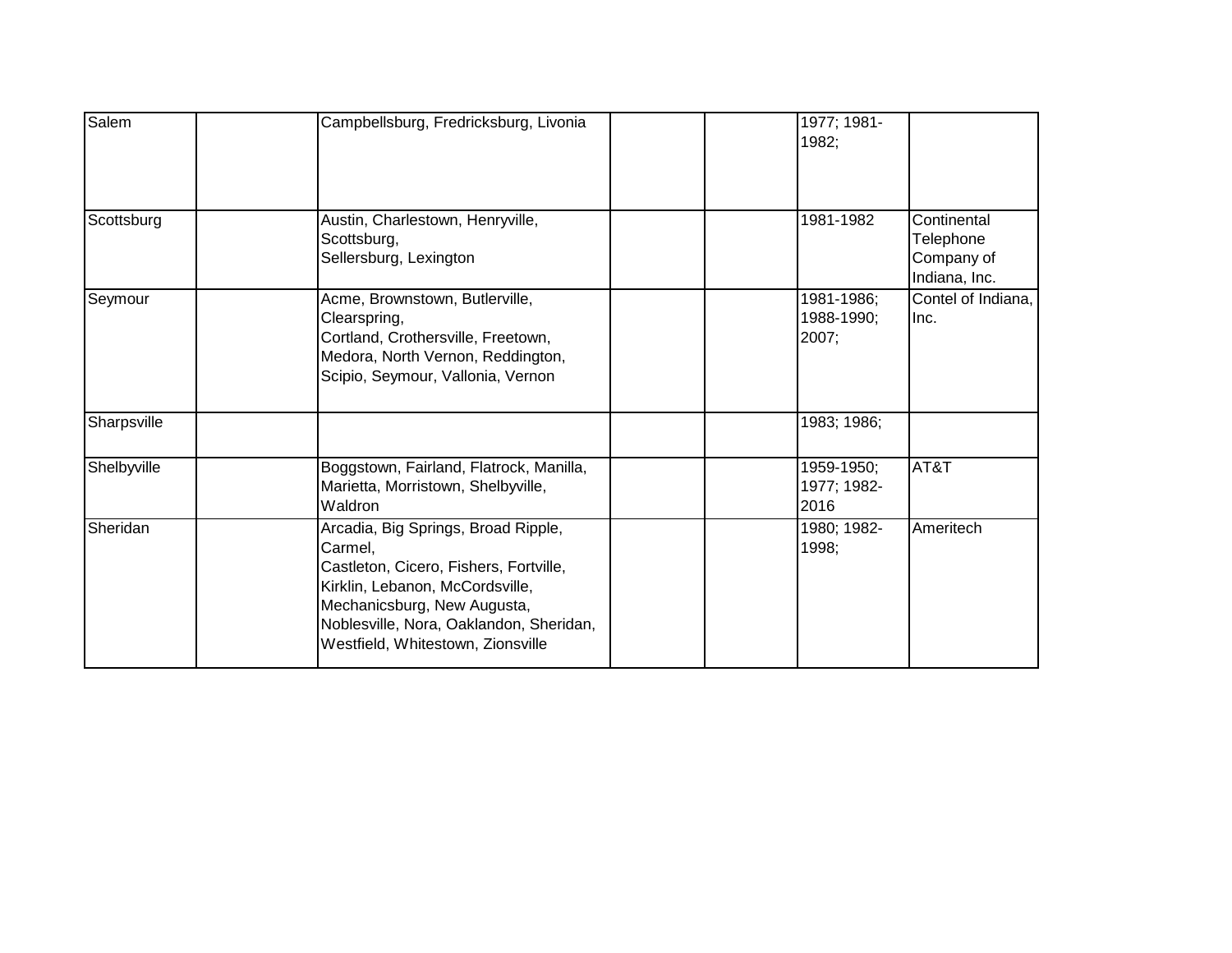| | | | | | | |
|---|---|---|---|---|---|---|
| Salem | | Campbellsburg, Fredricksburg, Livonia | | | 1977; 1981-1982; | |
| Scottsburg | | Austin, Charlestown, Henryville, Scottsburg, Sellersburg, Lexington | | | 1981-1982 | Continental Telephone Company of Indiana, Inc. |
| Seymour | | Acme, Brownstown, Butlerville, Clearspring, Cortland, Crothersville, Freetown, Medora, North Vernon, Reddington, Scipio, Seymour, Vallonia, Vernon | | | 1981-1986; 1988-1990; 2007; | Contel of Indiana, Inc. |
| Sharpsville | | | | | 1983; 1986; | |
| Shelbyville | | Boggstown, Fairland, Flatrock, Manilla, Marietta, Morristown, Shelbyville, Waldron | | | 1959-1950; 1977; 1982-2016 | AT&T |
| Sheridan | | Arcadia, Big Springs, Broad Ripple, Carmel, Castleton, Cicero, Fishers, Fortville, Kirklin, Lebanon, McCordsville, Mechanicsburg, New Augusta, Noblesville, Nora, Oaklandon, Sheridan, Westfield, Whitestown, Zionsville | | | 1980; 1982-1998; | Ameritech |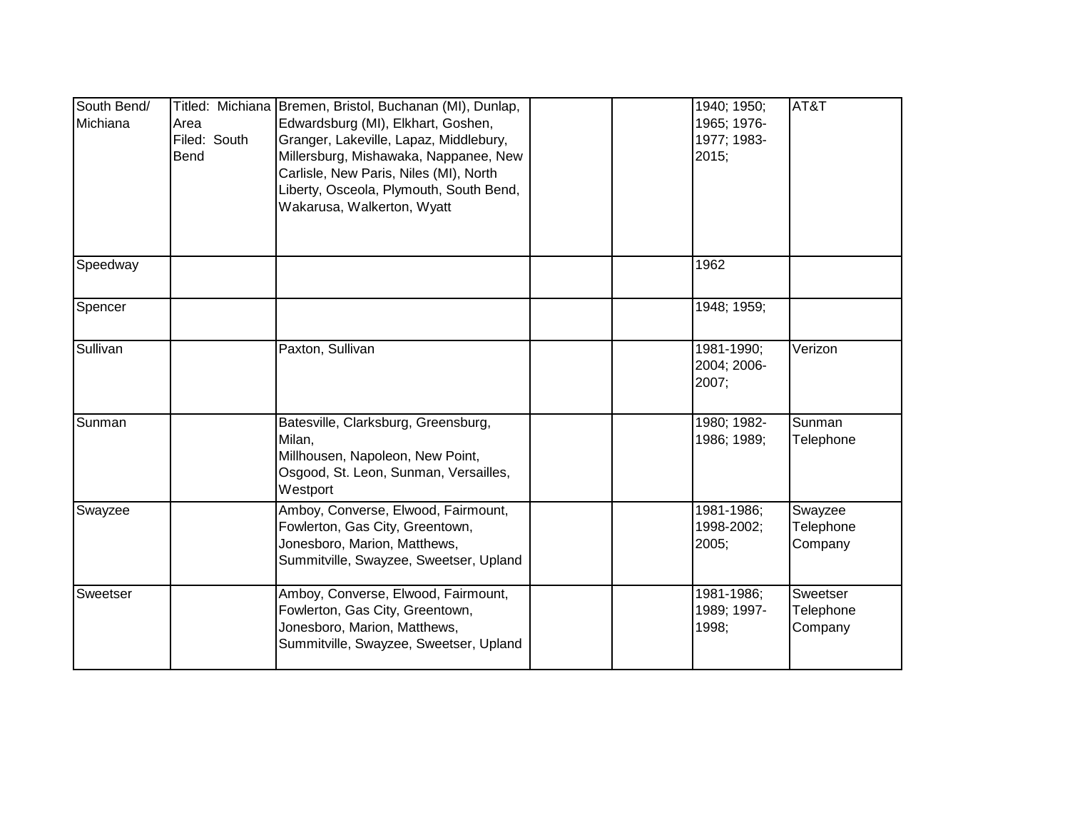| | | | | | | |
|---|---|---|---|---|---|---|
| South Bend/ Michiana | Titled: Michiana Area Filed: South Bend | Bremen, Bristol, Buchanan (MI), Dunlap, Edwardsburg (MI), Elkhart, Goshen, Granger, Lakeville, Lapaz, Middlebury, Millersburg, Mishawaka, Nappanee, New Carlisle, New Paris, Niles (MI), North Liberty, Osceola, Plymouth, South Bend, Wakarusa, Walkerton, Wyatt | | | 1940; 1950; 1965; 1976-1977; 1983-2015; | AT&T |
| Speedway | | | | | 1962 | |
| Spencer | | | | | 1948; 1959; | |
| Sullivan | | Paxton, Sullivan | | | 1981-1990; 2004; 2006-2007; | Verizon |
| Sunman | | Batesville, Clarksburg, Greensburg, Milan, Millhousen, Napoleon, New Point, Osgood, St. Leon, Sunman, Versailles, Westport | | | 1980; 1982-1986; 1989; | Sunman Telephone |
| Swayzee | | Amboy, Converse, Elwood, Fairmount, Fowlerton, Gas City, Greentown, Jonesboro, Marion, Matthews, Summitville, Swayzee, Sweetser, Upland | | | 1981-1986; 1998-2002; 2005; | Swayzee Telephone Company |
| Sweetser | | Amboy, Converse, Elwood, Fairmount, Fowlerton, Gas City, Greentown, Jonesboro, Marion, Matthews, Summitville, Swayzee, Sweetser, Upland | | | 1981-1986; 1989; 1997-1998; | Sweetser Telephone Company |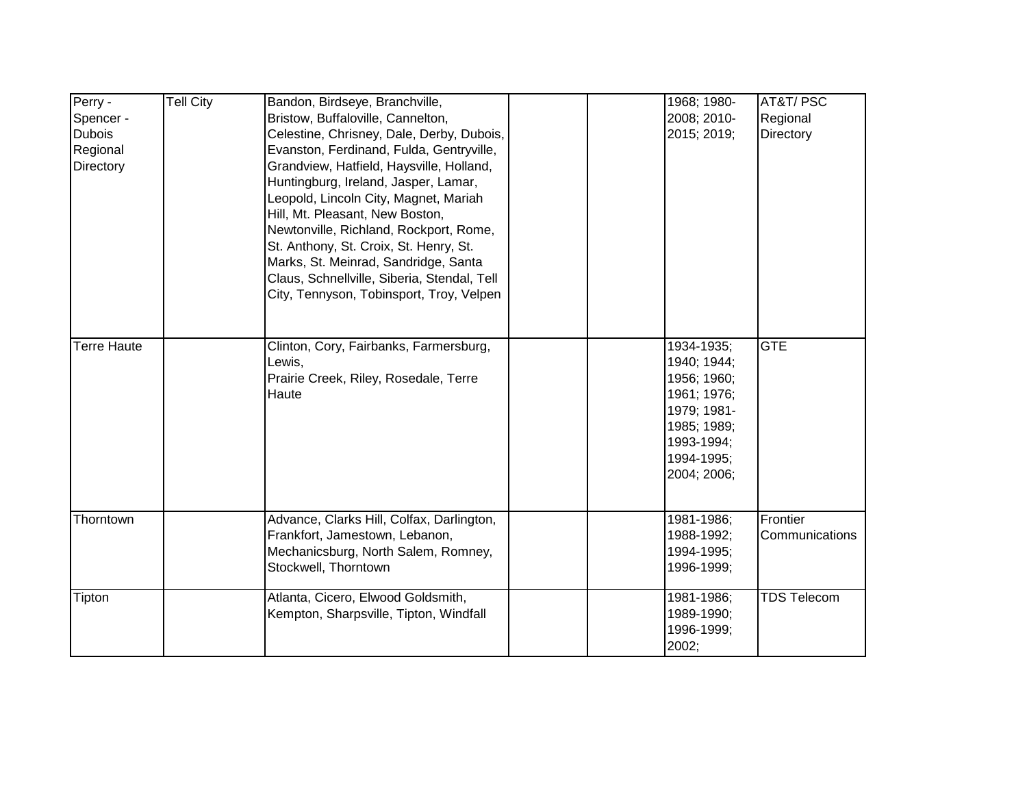| | | | | | | |
|---|---|---|---|---|---|---|
| Perry - Spencer - Dubois Regional Directory | Tell City | Bandon, Birdseye, Branchville, Bristow, Buffaloville, Cannelton, Celestine, Chrisney, Dale, Derby, Dubois, Evanston, Ferdinand, Fulda, Gentryville, Grandview, Hatfield, Haysville, Holland, Huntingburg, Ireland, Jasper, Lamar, Leopold, Lincoln City, Magnet, Mariah Hill, Mt. Pleasant, New Boston, Newtonville, Richland, Rockport, Rome, St. Anthony, St. Croix, St. Henry, St. Marks, St. Meinrad, Sandridge, Santa Claus, Schnellville, Siberia, Stendal, Tell City, Tennyson, Tobinsport, Troy, Velpen | | | 1968; 1980-2008; 2010-2015; 2019; | AT&T/ PSC Regional Directory |
| Terre Haute | | Clinton, Cory, Fairbanks, Farmersburg, Lewis, Prairie Creek, Riley, Rosedale, Terre Haute | | | 1934-1935; 1940; 1944; 1956; 1960; 1961; 1976; 1979; 1981-1985; 1989; 1993-1994; 1994-1995; 2004; 2006; | GTE |
| Thorntown | | Advance, Clarks Hill, Colfax, Darlington, Frankfort, Jamestown, Lebanon, Mechanicsburg, North Salem, Romney, Stockwell, Thorntown | | | 1981-1986; 1988-1992; 1994-1995; 1996-1999; | Frontier Communications |
| Tipton | | Atlanta, Cicero, Elwood Goldsmith, Kempton, Sharpsville, Tipton, Windfall | | | 1981-1986; 1989-1990; 1996-1999; 2002; | TDS Telecom |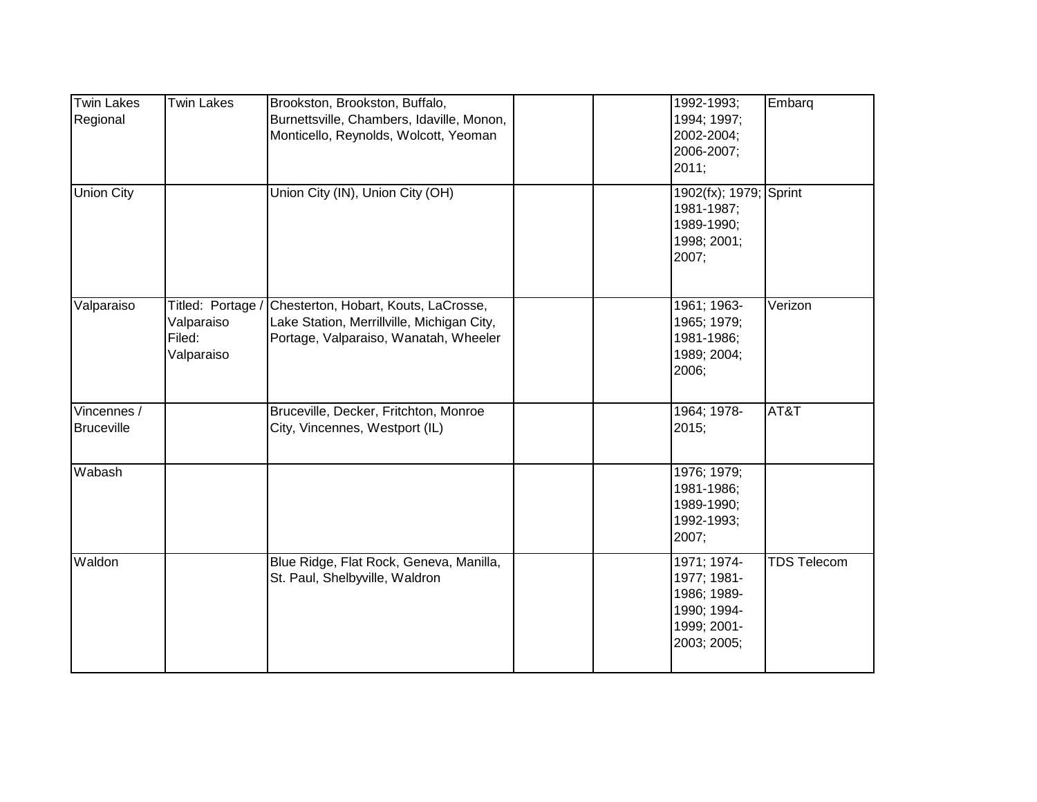| | | | | | | |
|---|---|---|---|---|---|---|
| Twin Lakes Regional | Twin Lakes | Brookston, Brookston, Buffalo, Burnettsville, Chambers, Idaville, Monon, Monticello, Reynolds, Wolcott, Yeoman | | | 1992-1993; 1994; 1997; 2002-2004; 2006-2007; 2011; | Embarq |
| Union City | | Union City (IN), Union City (OH) | | | 1902(fx); 1979; 1981-1987; 1989-1990; 1998; 2001; 2007; | Sprint |
| Valparaiso | Titled: Portage / Valparaiso Filed: Valparaiso | Chesterton, Hobart, Kouts, LaCrosse, Lake Station, Merrillville, Michigan City, Portage, Valparaiso, Wanatah, Wheeler | | | 1961; 1963-1965; 1979; 1981-1986; 1989; 2004; 2006; | Verizon |
| Vincennes / Bruceville | | Bruceville, Decker, Fritchton, Monroe City, Vincennes, Westport (IL) | | | 1964; 1978-2015; | AT&T |
| Wabash | | | | | 1976; 1979; 1981-1986; 1989-1990; 1992-1993; 2007; | |
| Waldon | | Blue Ridge, Flat Rock, Geneva, Manilla, St. Paul, Shelbyville, Waldron | | | 1971; 1974-1977; 1981-1986; 1989-1990; 1994-1999; 2001-2003; 2005; | TDS Telecom |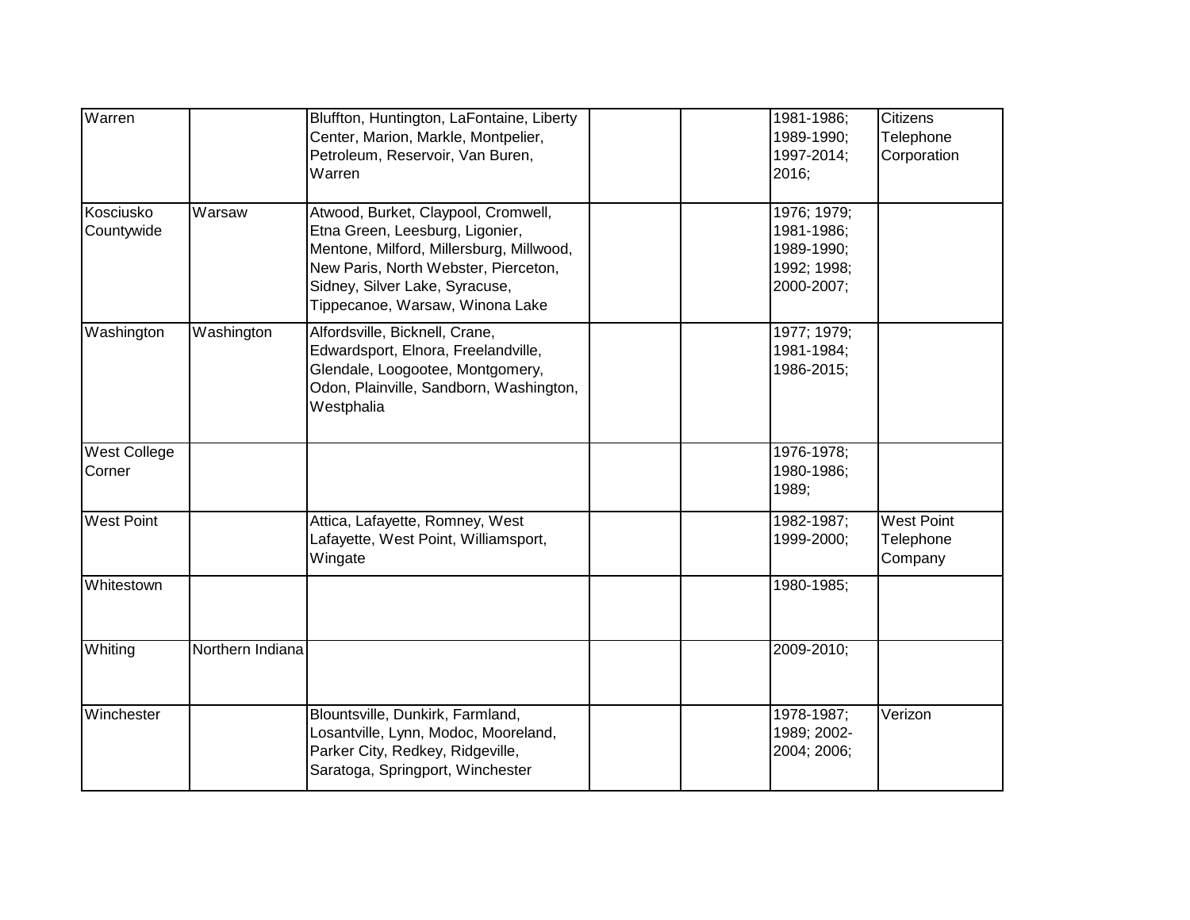| | | | | | | |
|---|---|---|---|---|---|---|
| Warren | | Bluffton, Huntington, LaFontaine, Liberty Center, Marion, Markle, Montpelier, Petroleum, Reservoir, Van Buren, Warren | | | 1981-1986; 1989-1990; 1997-2014; 2016; | Citizens Telephone Corporation |
| Kosciusko Countywide | Warsaw | Atwood, Burket, Claypool, Cromwell, Etna Green, Leesburg, Ligonier, Mentone, Milford, Millersburg, Millwood, New Paris, North Webster, Pierceton, Sidney, Silver Lake, Syracuse, Tippecanoe, Warsaw, Winona Lake | | | 1976; 1979; 1981-1986; 1989-1990; 1992; 1998; 2000-2007; | |
| Washington | Washington | Alfordsville, Bicknell, Crane, Edwardsport, Elnora, Freelandville, Glendale, Loogootee, Montgomery, Odon, Plainville, Sandborn, Washington, Westphalia | | | 1977; 1979; 1981-1984; 1986-2015; | |
| West College Corner | | | | | 1976-1978; 1980-1986; 1989; | |
| West Point | | Attica, Lafayette, Romney, West Lafayette, West Point, Williamsport, Wingate | | | 1982-1987; 1999-2000; | West Point Telephone Company |
| Whitestown | | | | | 1980-1985; | |
| Whiting | Northern Indiana | | | | 2009-2010; | |
| Winchester | | Blountsville, Dunkirk, Farmland, Losantville, Lynn, Modoc, Mooreland, Parker City, Redkey, Ridgeville, Saratoga, Springport, Winchester | | | 1978-1987; 1989; 2002-2004; 2006; | Verizon |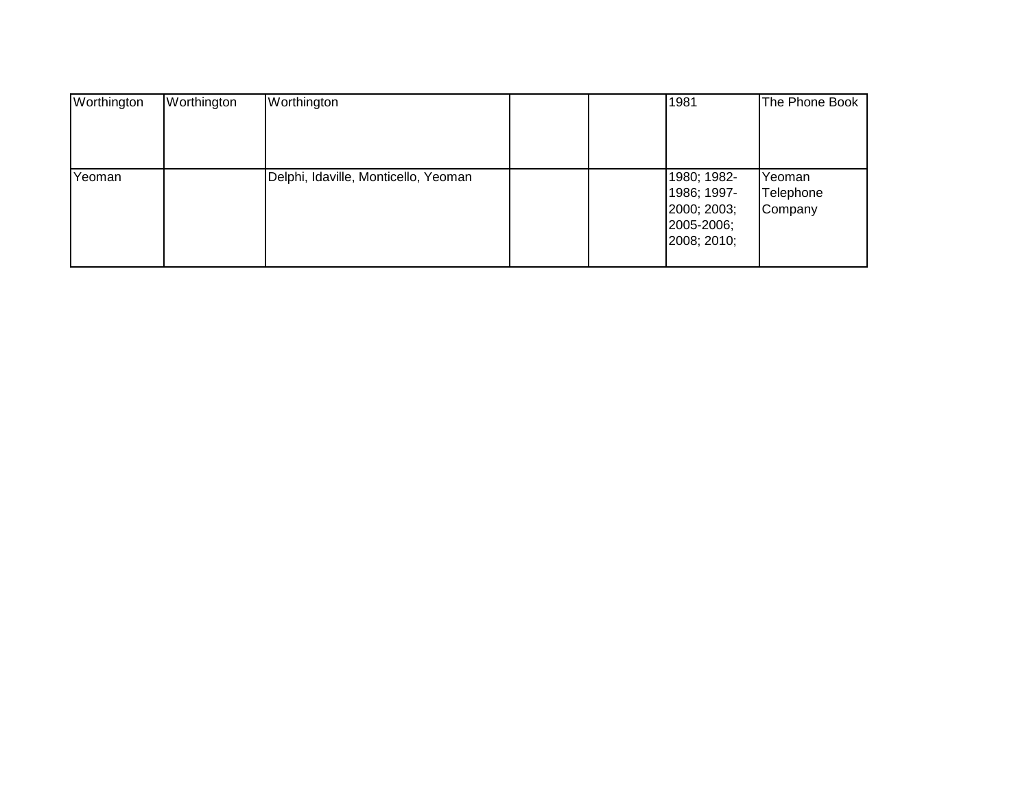| | | | | | | |
|---|---|---|---|---|---|---|
| Worthington | Worthington | Worthington | | | 1981 | The Phone Book |
| Yeoman | | Delphi, Idaville, Monticello, Yeoman | | | 1980; 1982-1986; 1997-2000; 2003; 2005-2006; 2008; 2010; | Yeoman Telephone Company |